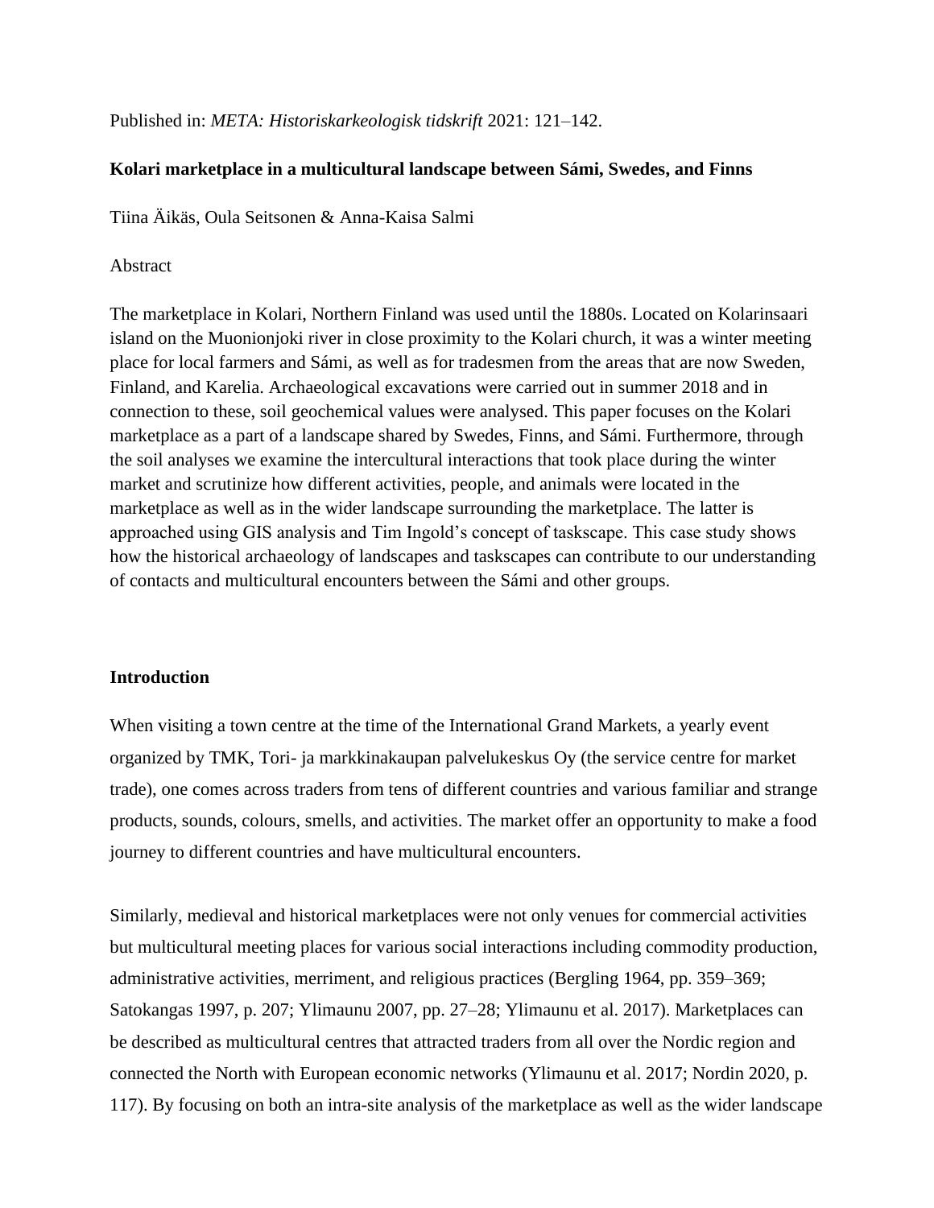Published in: *META: Historiskarkeologisk tidskrift* 2021: 121–142.

**Kolari marketplace in a multicultural landscape between Sámi, Swedes, and Finns**

Tiina Äikäs, Oula Seitsonen & Anna-Kaisa Salmi

Abstract

The marketplace in Kolari, Northern Finland was used until the 1880s. Located on Kolarinsaari island on the Muonionjoki river in close proximity to the Kolari church, it was a winter meeting place for local farmers and Sámi, as well as for tradesmen from the areas that are now Sweden, Finland, and Karelia. Archaeological excavations were carried out in summer 2018 and in connection to these, soil geochemical values were analysed. This paper focuses on the Kolari marketplace as a part of a landscape shared by Swedes, Finns, and Sámi. Furthermore, through the soil analyses we examine the intercultural interactions that took place during the winter market and scrutinize how different activities, people, and animals were located in the marketplace as well as in the wider landscape surrounding the marketplace. The latter is approached using GIS analysis and Tim Ingold's concept of taskscape. This case study shows how the historical archaeology of landscapes and taskscapes can contribute to our understanding of contacts and multicultural encounters between the Sámi and other groups.

## Introduction

When visiting a town centre at the time of the International Grand Markets, a yearly event organized by TMK, Tori- ja markkinakaupan palvelukeskus Oy (the service centre for market trade), one comes across traders from tens of different countries and various familiar and strange products, sounds, colours, smells, and activities. The market offer an opportunity to make a food journey to different countries and have multicultural encounters.

Similarly, medieval and historical marketplaces were not only venues for commercial activities but multicultural meeting places for various social interactions including commodity production, administrative activities, merriment, and religious practices (Bergling 1964, pp. 359–369; Satokangas 1997, p. 207; Ylimaunu 2007, pp. 27–28; Ylimaunu et al. 2017). Marketplaces can be described as multicultural centres that attracted traders from all over the Nordic region and connected the North with European economic networks (Ylimaunu et al. 2017; Nordin 2020, p. 117). By focusing on both an intra-site analysis of the marketplace as well as the wider landscape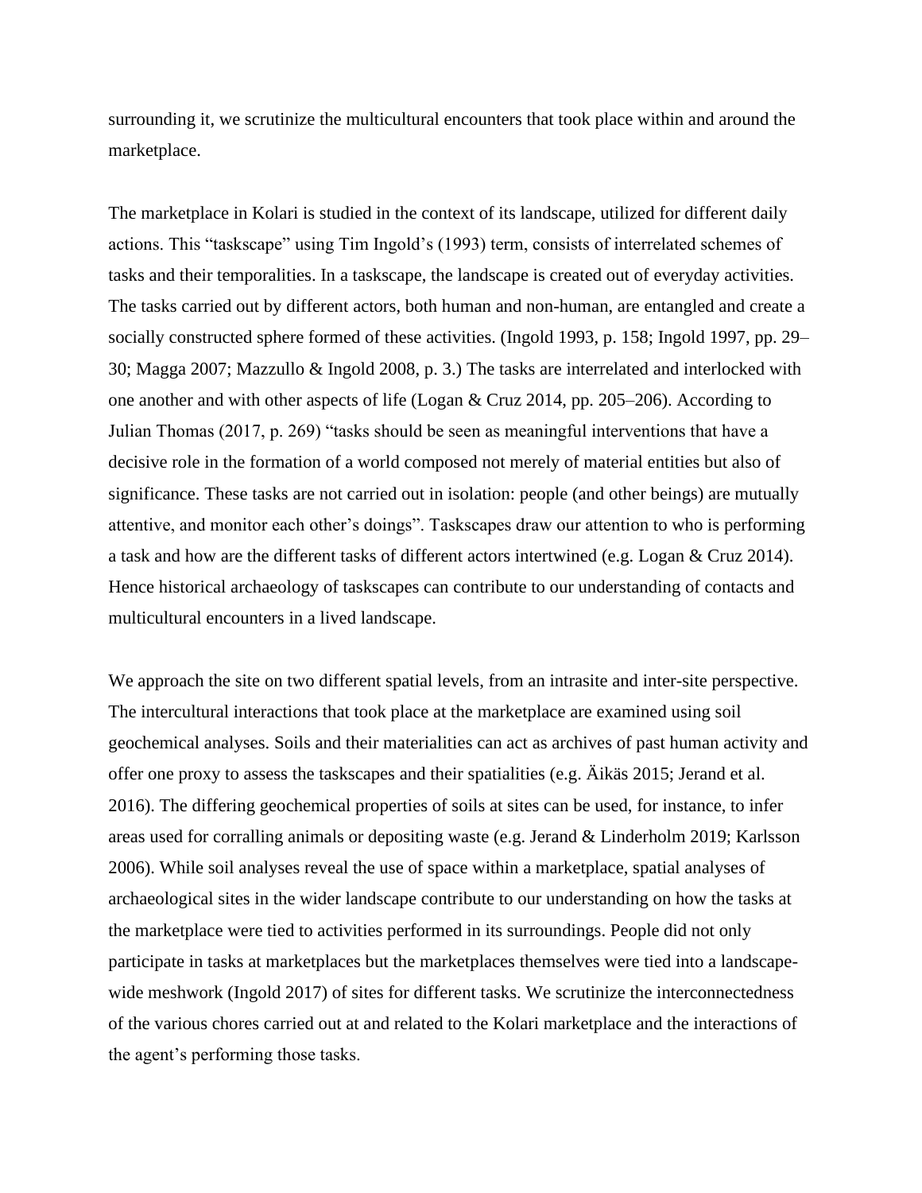surrounding it, we scrutinize the multicultural encounters that took place within and around the marketplace.

The marketplace in Kolari is studied in the context of its landscape, utilized for different daily actions. This "taskscape" using Tim Ingold's (1993) term, consists of interrelated schemes of tasks and their temporalities. In a taskscape, the landscape is created out of everyday activities. The tasks carried out by different actors, both human and non-human, are entangled and create a socially constructed sphere formed of these activities. (Ingold 1993, p. 158; Ingold 1997, pp. 29–30; Magga 2007; Mazzullo & Ingold 2008, p. 3.) The tasks are interrelated and interlocked with one another and with other aspects of life (Logan & Cruz 2014, pp. 205–206). According to Julian Thomas (2017, p. 269) "tasks should be seen as meaningful interventions that have a decisive role in the formation of a world composed not merely of material entities but also of significance. These tasks are not carried out in isolation: people (and other beings) are mutually attentive, and monitor each other's doings". Taskscapes draw our attention to who is performing a task and how are the different tasks of different actors intertwined (e.g. Logan & Cruz 2014). Hence historical archaeology of taskscapes can contribute to our understanding of contacts and multicultural encounters in a lived landscape.

We approach the site on two different spatial levels, from an intrasite and inter-site perspective. The intercultural interactions that took place at the marketplace are examined using soil geochemical analyses. Soils and their materialities can act as archives of past human activity and offer one proxy to assess the taskscapes and their spatialities (e.g. Äikäs 2015; Jerand et al. 2016). The differing geochemical properties of soils at sites can be used, for instance, to infer areas used for corralling animals or depositing waste (e.g. Jerand & Linderholm 2019; Karlsson 2006). While soil analyses reveal the use of space within a marketplace, spatial analyses of archaeological sites in the wider landscape contribute to our understanding on how the tasks at the marketplace were tied to activities performed in its surroundings. People did not only participate in tasks at marketplaces but the marketplaces themselves were tied into a landscape-wide meshwork (Ingold 2017) of sites for different tasks. We scrutinize the interconnectedness of the various chores carried out at and related to the Kolari marketplace and the interactions of the agent's performing those tasks.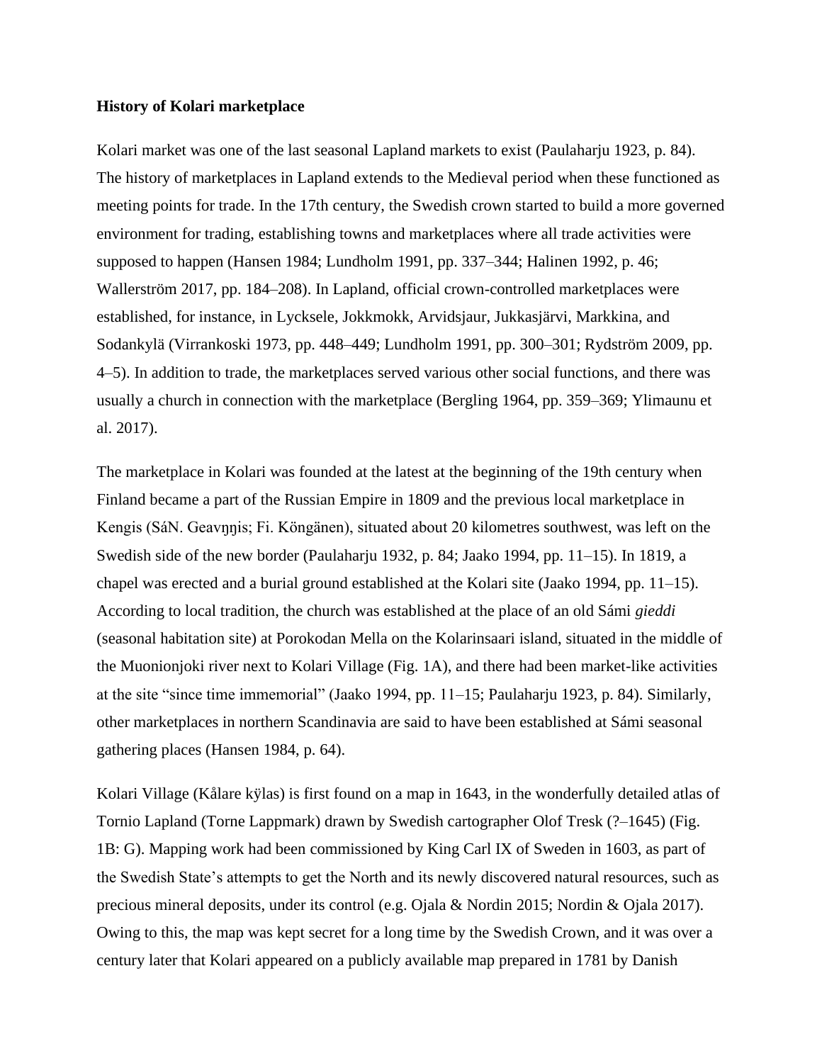**History of Kolari marketplace**

Kolari market was one of the last seasonal Lapland markets to exist (Paulaharju 1923, p. 84). The history of marketplaces in Lapland extends to the Medieval period when these functioned as meeting points for trade. In the 17th century, the Swedish crown started to build a more governed environment for trading, establishing towns and marketplaces where all trade activities were supposed to happen (Hansen 1984; Lundholm 1991, pp. 337–344; Halinen 1992, p. 46; Wallerström 2017, pp. 184–208). In Lapland, official crown-controlled marketplaces were established, for instance, in Lycksele, Jokkmokk, Arvidsjaur, Jukkasjärvi, Markkina, and Sodankylä (Virrankoski 1973, pp. 448–449; Lundholm 1991, pp. 300–301; Rydström 2009, pp. 4–5). In addition to trade, the marketplaces served various other social functions, and there was usually a church in connection with the marketplace (Bergling 1964, pp. 359–369; Ylimaunu et al. 2017).

The marketplace in Kolari was founded at the latest at the beginning of the 19th century when Finland became a part of the Russian Empire in 1809 and the previous local marketplace in Kengis (SáN. Geavŋŋis; Fi. Köngänen), situated about 20 kilometres southwest, was left on the Swedish side of the new border (Paulaharju 1932, p. 84; Jaako 1994, pp. 11–15). In 1819, a chapel was erected and a burial ground established at the Kolari site (Jaako 1994, pp. 11–15). According to local tradition, the church was established at the place of an old Sámi *gieddi* (seasonal habitation site) at Porokodan Mella on the Kolarinsaari island, situated in the middle of the Muonionjoki river next to Kolari Village (Fig. 1A), and there had been market-like activities at the site "since time immemorial" (Jaako 1994, pp. 11–15; Paulaharju 1923, p. 84). Similarly, other marketplaces in northern Scandinavia are said to have been established at Sámi seasonal gathering places (Hansen 1984, p. 64).

Kolari Village (Kålare kÿlas) is first found on a map in 1643, in the wonderfully detailed atlas of Tornio Lapland (Torne Lappmark) drawn by Swedish cartographer Olof Tresk (?–1645) (Fig. 1B: G). Mapping work had been commissioned by King Carl IX of Sweden in 1603, as part of the Swedish State's attempts to get the North and its newly discovered natural resources, such as precious mineral deposits, under its control (e.g. Ojala & Nordin 2015; Nordin & Ojala 2017). Owing to this, the map was kept secret for a long time by the Swedish Crown, and it was over a century later that Kolari appeared on a publicly available map prepared in 1781 by Danish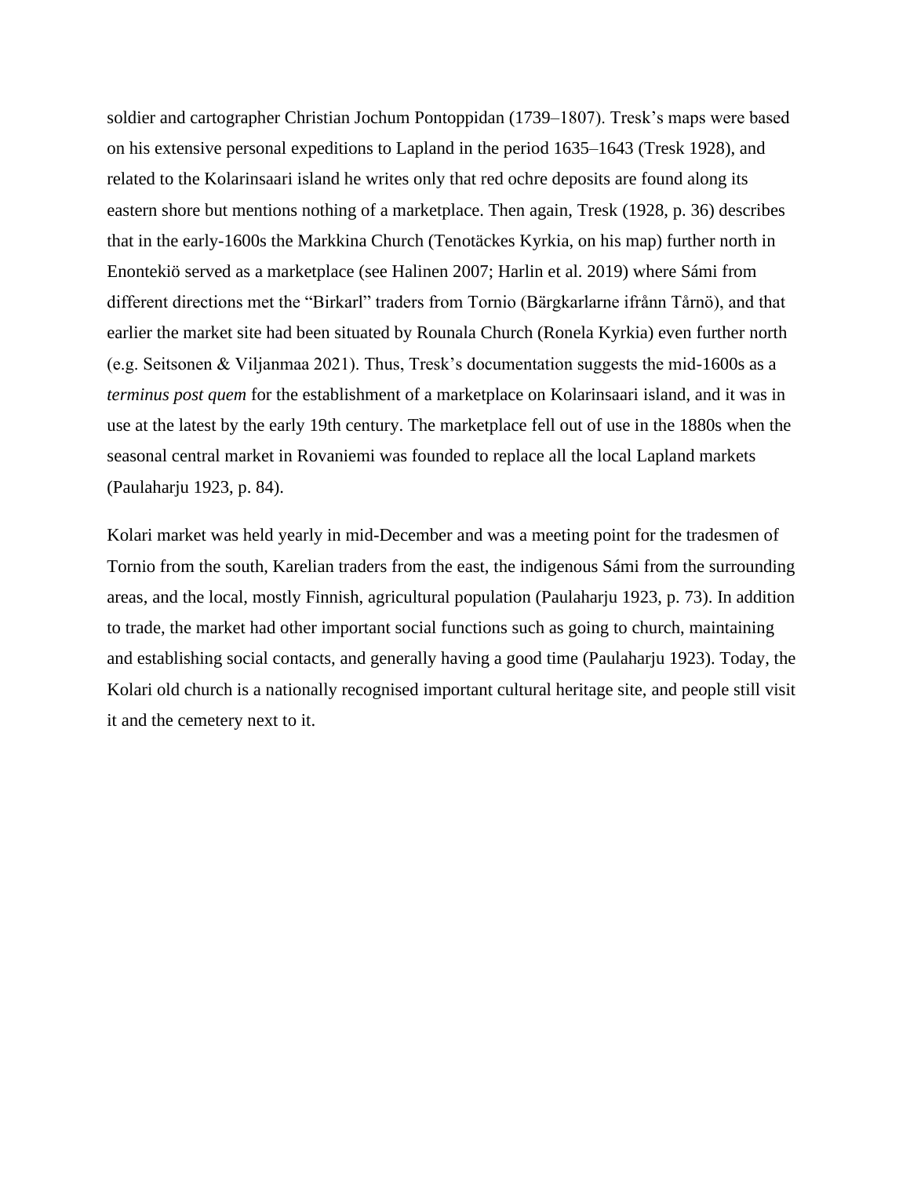soldier and cartographer Christian Jochum Pontoppidan (1739–1807). Tresk's maps were based on his extensive personal expeditions to Lapland in the period 1635–1643 (Tresk 1928), and related to the Kolarinsaari island he writes only that red ochre deposits are found along its eastern shore but mentions nothing of a marketplace. Then again, Tresk (1928, p. 36) describes that in the early-1600s the Markkina Church (Tenotäckes Kyrkia, on his map) further north in Enontekiö served as a marketplace (see Halinen 2007; Harlin et al. 2019) where Sámi from different directions met the "Birkarl" traders from Tornio (Bärgkarlarne ifrånn Tårnö), and that earlier the market site had been situated by Rounala Church (Ronela Kyrkia) even further north (e.g. Seitsonen & Viljanmaa 2021). Thus, Tresk's documentation suggests the mid-1600s as a *terminus post quem* for the establishment of a marketplace on Kolarinsaari island, and it was in use at the latest by the early 19th century. The marketplace fell out of use in the 1880s when the seasonal central market in Rovaniemi was founded to replace all the local Lapland markets (Paulaharju 1923, p. 84).

Kolari market was held yearly in mid-December and was a meeting point for the tradesmen of Tornio from the south, Karelian traders from the east, the indigenous Sámi from the surrounding areas, and the local, mostly Finnish, agricultural population (Paulaharju 1923, p. 73). In addition to trade, the market had other important social functions such as going to church, maintaining and establishing social contacts, and generally having a good time (Paulaharju 1923). Today, the Kolari old church is a nationally recognised important cultural heritage site, and people still visit it and the cemetery next to it.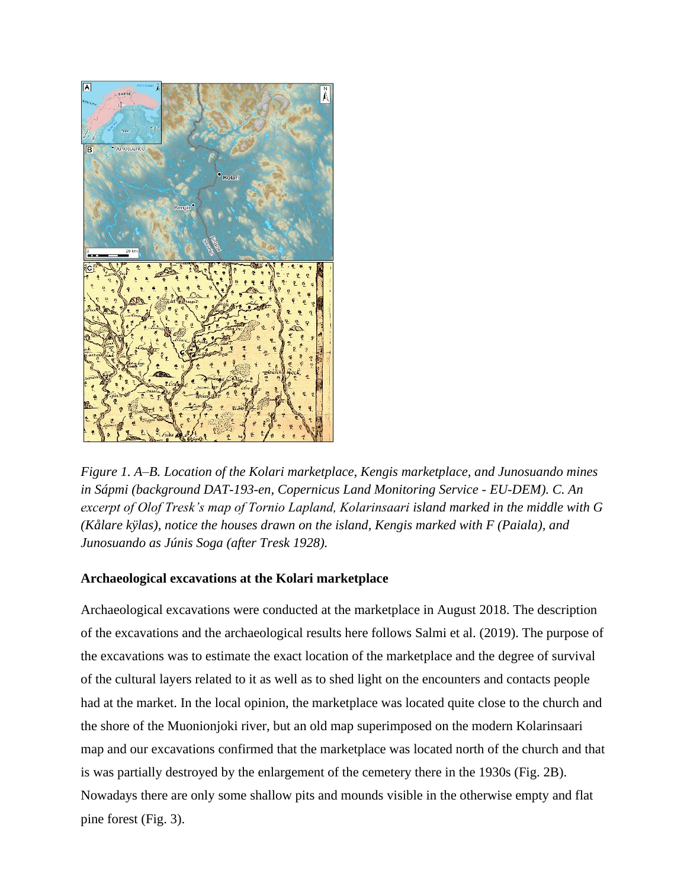*Figure 1. A–B. Location of the Kolari marketplace, Kengis marketplace, and Junosuando mines in Sápmi (background DAT-193-en, Copernicus Land Monitoring Service - EU-DEM). C. An excerpt of Olof Tresk's map of Tornio Lapland, Kolarinsaari island marked in the middle with G (Kålare kÿlas), notice the houses drawn on the island, Kengis marked with F (Paiala), and Junosuando as Júnis Soga (after Tresk 1928).*

**Archaeological excavations at the Kolari marketplace**

Archaeological excavations were conducted at the marketplace in August 2018. The description of the excavations and the archaeological results here follows Salmi et al. (2019). The purpose of the excavations was to estimate the exact location of the marketplace and the degree of survival of the cultural layers related to it as well as to shed light on the encounters and contacts people had at the market. In the local opinion, the marketplace was located quite close to the church and the shore of the Muonionjoki river, but an old map superimposed on the modern Kolarinsaari map and our excavations confirmed that the marketplace was located north of the church and that is was partially destroyed by the enlargement of the cemetery there in the 1930s (Fig. 2B). Nowadays there are only some shallow pits and mounds visible in the otherwise empty and flat pine forest (Fig. 3).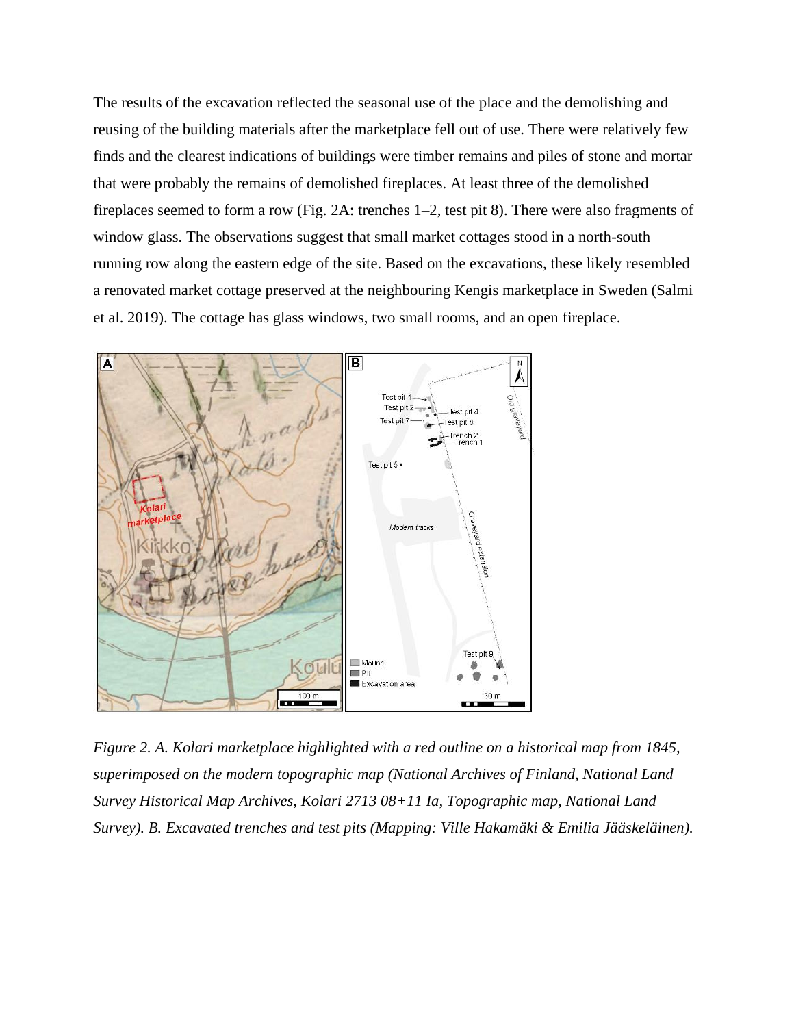The results of the excavation reflected the seasonal use of the place and the demolishing and reusing of the building materials after the marketplace fell out of use. There were relatively few finds and the clearest indications of buildings were timber remains and piles of stone and mortar that were probably the remains of demolished fireplaces. At least three of the demolished fireplaces seemed to form a row (Fig. 2A: trenches 1–2, test pit 8). There were also fragments of window glass. The observations suggest that small market cottages stood in a north-south running row along the eastern edge of the site. Based on the excavations, these likely resembled a renovated market cottage preserved at the neighbouring Kengis marketplace in Sweden (Salmi et al. 2019). The cottage has glass windows, two small rooms, and an open fireplace.

*Figure 2. A. Kolari marketplace highlighted with a red outline on a historical map from 1845, superimposed on the modern topographic map (National Archives of Finland, National Land Survey Historical Map Archives, Kolari 2713 08+11 Ia, Topographic map, National Land Survey). B. Excavated trenches and test pits (Mapping: Ville Hakamäki & Emilia Jääskeläinen).*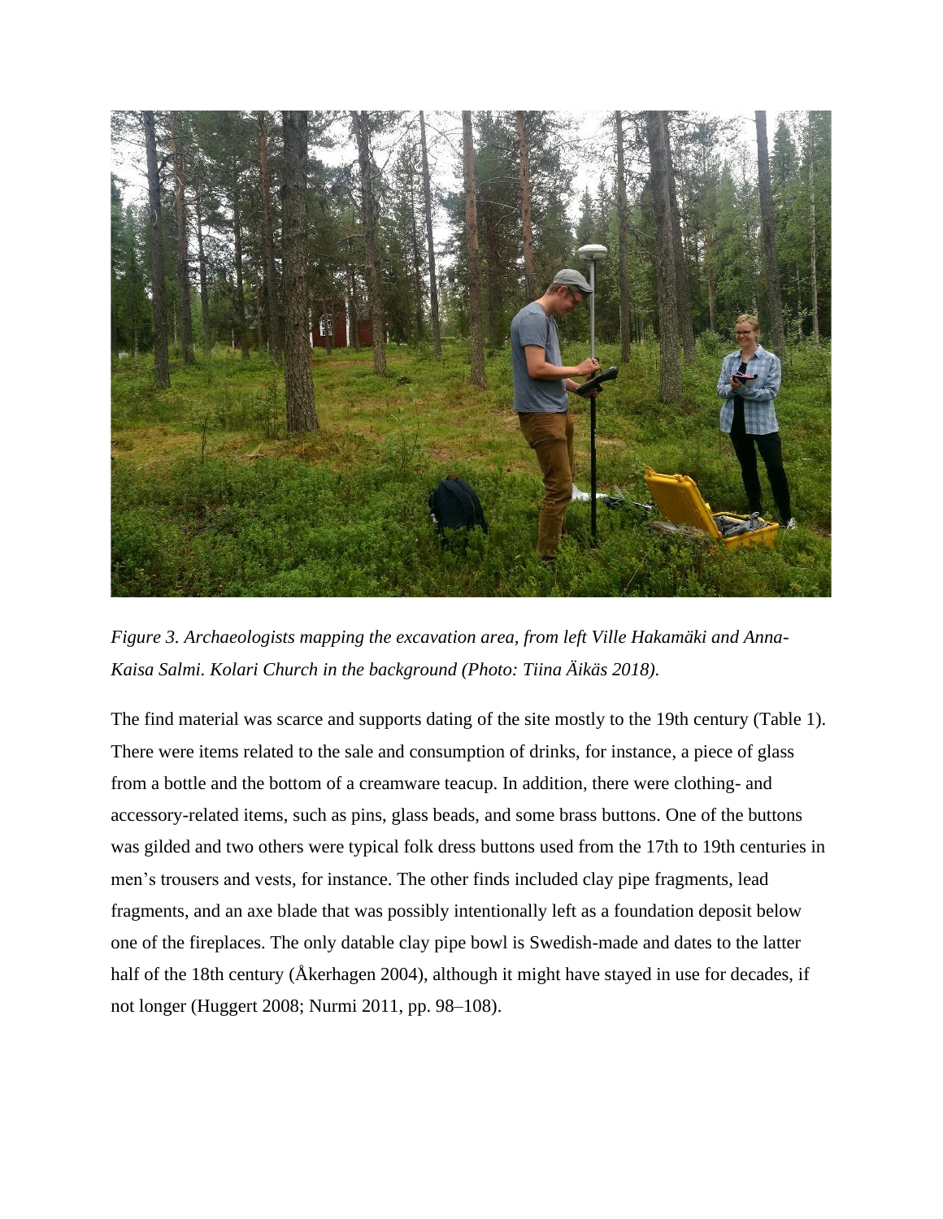*Figure 3. Archaeologists mapping the excavation area, from left Ville Hakamäki and Anna-Kaisa Salmi. Kolari Church in the background (Photo: Tiina Äikäs 2018).*

The find material was scarce and supports dating of the site mostly to the 19th century (Table 1). There were items related to the sale and consumption of drinks, for instance, a piece of glass from a bottle and the bottom of a creamware teacup. In addition, there were clothing- and accessory-related items, such as pins, glass beads, and some brass buttons. One of the buttons was gilded and two others were typical folk dress buttons used from the 17th to 19th centuries in men's trousers and vests, for instance. The other finds included clay pipe fragments, lead fragments, and an axe blade that was possibly intentionally left as a foundation deposit below one of the fireplaces. The only datable clay pipe bowl is Swedish-made and dates to the latter half of the 18th century (Åkerhagen 2004), although it might have stayed in use for decades, if not longer (Huggert 2008; Nurmi 2011, pp. 98–108).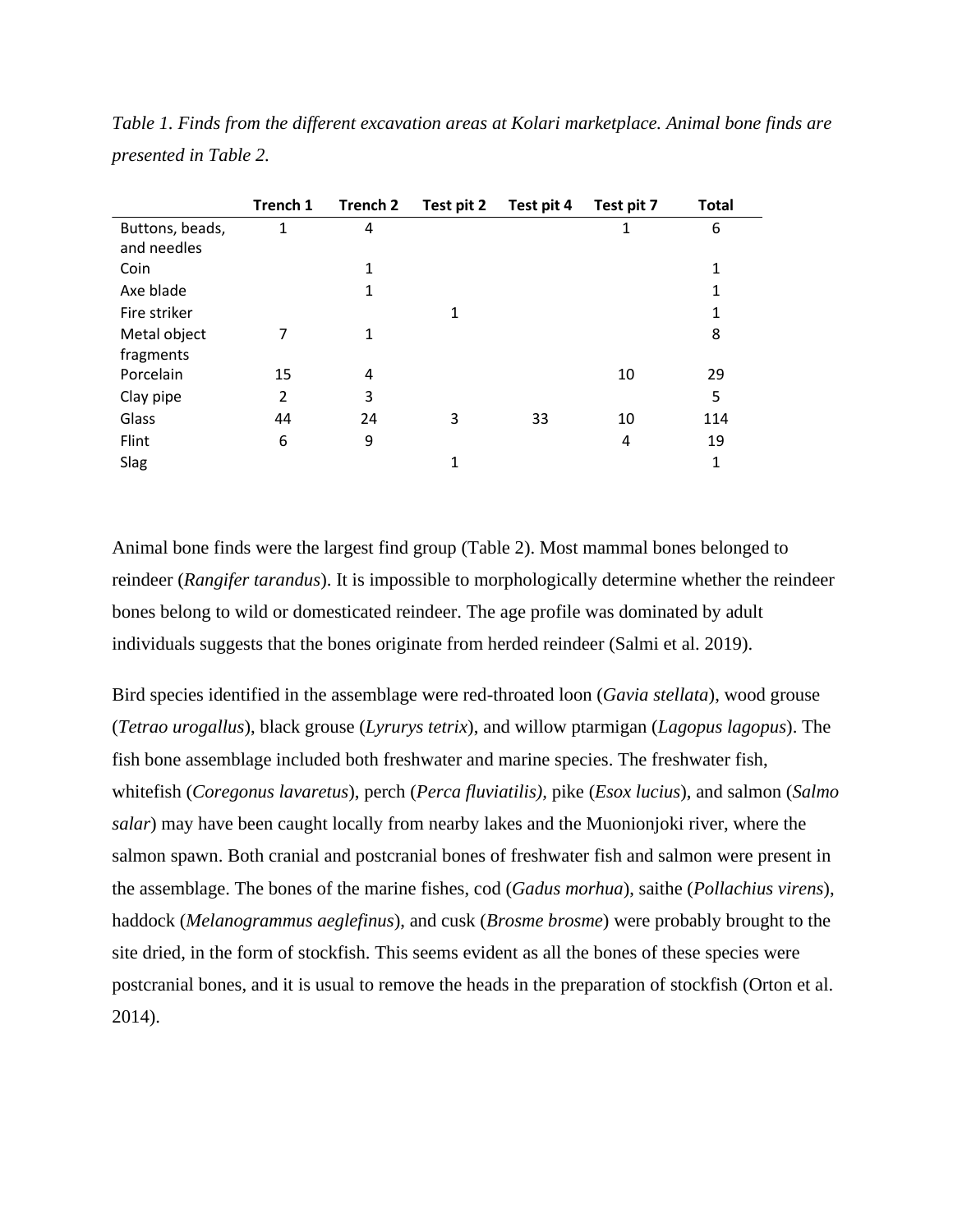*Table 1. Finds from the different excavation areas at Kolari marketplace. Animal bone finds are presented in Table 2.*

| | Trench 1 | Trench 2 | Test pit 2 | Test pit 4 | Test pit 7 | Total |
|---|---|---|---|---|---|---|
| Buttons, beads, and needles | 1 | 4 | | | 1 | 6 |
| Coin | | 1 | | | | 1 |
| Axe blade | | 1 | | | | 1 |
| Fire striker | | | 1 | | | 1 |
| Metal object fragments | 7 | 1 | | | | 8 |
| Porcelain | 15 | 4 | | | 10 | 29 |
| Clay pipe | 2 | 3 | | | | 5 |
| Glass | 44 | 24 | 3 | 33 | 10 | 114 |
| Flint | 6 | 9 | | | 4 | 19 |
| Slag | | | 1 | | | 1 |

Animal bone finds were the largest find group (Table 2). Most mammal bones belonged to reindeer (*Rangifer tarandus*). It is impossible to morphologically determine whether the reindeer bones belong to wild or domesticated reindeer. The age profile was dominated by adult individuals suggests that the bones originate from herded reindeer (Salmi et al. 2019).

Bird species identified in the assemblage were red-throated loon (*Gavia stellata*), wood grouse (*Tetrao urogallus*), black grouse (*Lyrurys tetrix*), and willow ptarmigan (*Lagopus lagopus*). The fish bone assemblage included both freshwater and marine species. The freshwater fish, whitefish (*Coregonus lavaretus*), perch (*Perca fluviatilis),* pike (*Esox lucius*), and salmon (*Salmo salar*) may have been caught locally from nearby lakes and the Muonionjoki river, where the salmon spawn. Both cranial and postcranial bones of freshwater fish and salmon were present in the assemblage. The bones of the marine fishes, cod (*Gadus morhua*), saithe (*Pollachius virens*), haddock (*Melanogrammus aeglefinus*), and cusk (*Brosme brosme*) were probably brought to the site dried, in the form of stockfish. This seems evident as all the bones of these species were postcranial bones, and it is usual to remove the heads in the preparation of stockfish (Orton et al. 2014).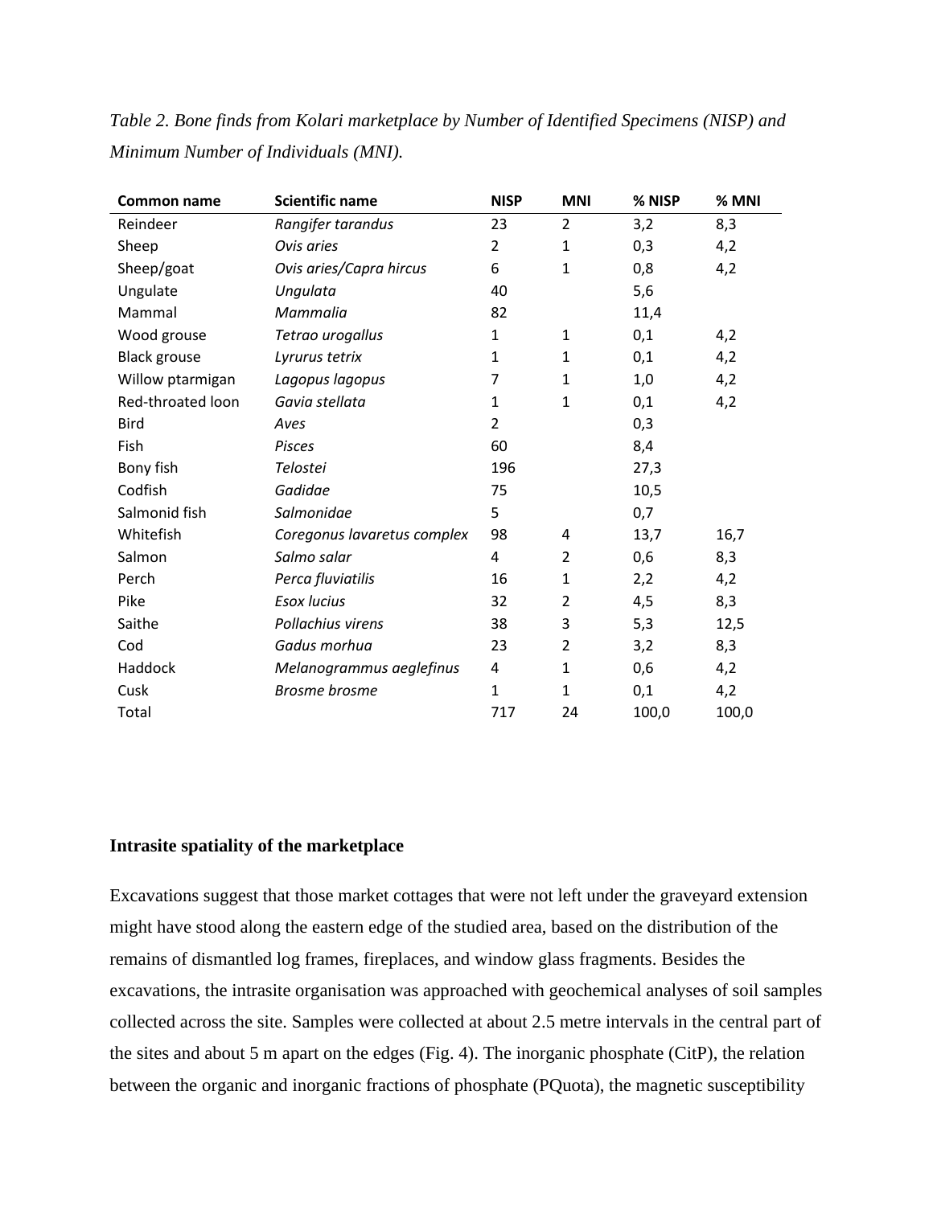*Table 2. Bone finds from Kolari marketplace by Number of Identified Specimens (NISP) and Minimum Number of Individuals (MNI).*

| **Common name** | **Scientific name** | **NISP** | **MNI** | **% NISP** | **% MNI** |
|---|---|---|---|---|---|
| Reindeer | *Rangifer tarandus* | 23 | 2 | 3,2 | 8,3 |
| Sheep | *Ovis aries* | 2 | 1 | 0,3 | 4,2 |
| Sheep/goat | *Ovis aries/Capra hircus* | 6 | 1 | 0,8 | 4,2 |
| Ungulate | *Ungulata* | 40 | | 5,6 | |
| Mammal | *Mammalia* | 82 | | 11,4 | |
| Wood grouse | *Tetrao urogallus* | 1 | 1 | 0,1 | 4,2 |
| Black grouse | *Lyrurus tetrix* | 1 | 1 | 0,1 | 4,2 |
| Willow ptarmigan | *Lagopus lagopus* | 7 | 1 | 1,0 | 4,2 |
| Red-throated loon | *Gavia stellata* | 1 | 1 | 0,1 | 4,2 |
| Bird | *Aves* | 2 | | 0,3 | |
| Fish | *Pisces* | 60 | | 8,4 | |
| Bony fish | *Telostei* | 196 | | 27,3 | |
| Codfish | *Gadidae* | 75 | | 10,5 | |
| Salmonid fish | *Salmonidae* | 5 | | 0,7 | |
| Whitefish | *Coregonus lavaretus complex* | 98 | 4 | 13,7 | 16,7 |
| Salmon | *Salmo salar* | 4 | 2 | 0,6 | 8,3 |
| Perch | *Perca fluviatilis* | 16 | 1 | 2,2 | 4,2 |
| Pike | *Esox lucius* | 32 | 2 | 4,5 | 8,3 |
| Saithe | *Pollachius virens* | 38 | 3 | 5,3 | 12,5 |
| Cod | *Gadus morhua* | 23 | 2 | 3,2 | 8,3 |
| Haddock | *Melanogrammus aeglefinus* | 4 | 1 | 0,6 | 4,2 |
| Cusk | *Brosme brosme* | 1 | 1 | 0,1 | 4,2 |
| Total | | 717 | 24 | 100,0 | 100,0 |

## Intrasite spatiality of the marketplace

Excavations suggest that those market cottages that were not left under the graveyard extension might have stood along the eastern edge of the studied area, based on the distribution of the remains of dismantled log frames, fireplaces, and window glass fragments. Besides the excavations, the intrasite organisation was approached with geochemical analyses of soil samples collected across the site. Samples were collected at about 2.5 metre intervals in the central part of the sites and about 5 m apart on the edges (Fig. 4). The inorganic phosphate (CitP), the relation between the organic and inorganic fractions of phosphate (PQuota), the magnetic susceptibility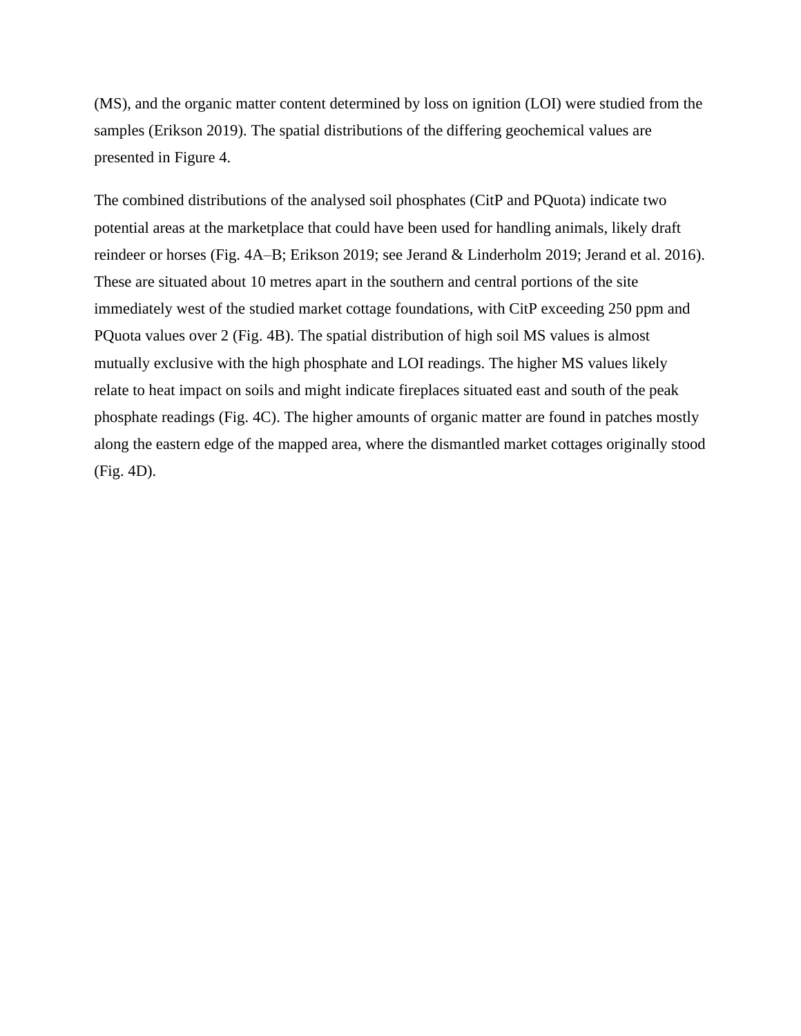(MS), and the organic matter content determined by loss on ignition (LOI) were studied from the samples (Erikson 2019). The spatial distributions of the differing geochemical values are presented in Figure 4.

The combined distributions of the analysed soil phosphates (CitP and PQuota) indicate two potential areas at the marketplace that could have been used for handling animals, likely draft reindeer or horses (Fig. 4A–B; Erikson 2019; see Jerand & Linderholm 2019; Jerand et al. 2016). These are situated about 10 metres apart in the southern and central portions of the site immediately west of the studied market cottage foundations, with CitP exceeding 250 ppm and PQuota values over 2 (Fig. 4B). The spatial distribution of high soil MS values is almost mutually exclusive with the high phosphate and LOI readings. The higher MS values likely relate to heat impact on soils and might indicate fireplaces situated east and south of the peak phosphate readings (Fig. 4C). The higher amounts of organic matter are found in patches mostly along the eastern edge of the mapped area, where the dismantled market cottages originally stood (Fig. 4D).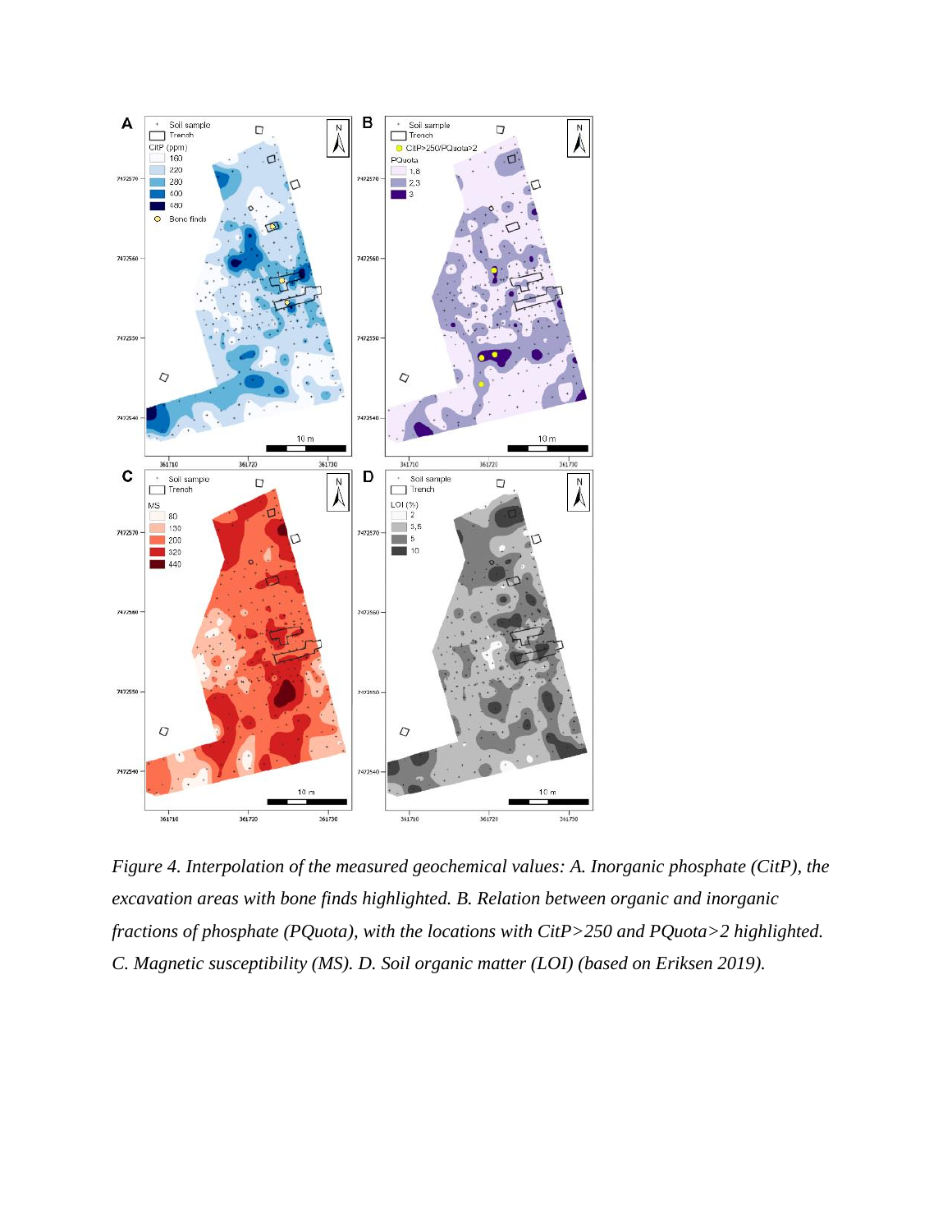*Figure 4. Interpolation of the measured geochemical values: A. Inorganic phosphate (CitP), the excavation areas with bone finds highlighted. B. Relation between organic and inorganic fractions of phosphate (PQuota), with the locations with CitP>250 and PQuota>2 highlighted. C. Magnetic susceptibility (MS). D. Soil organic matter (LOI) (based on Eriksen 2019).*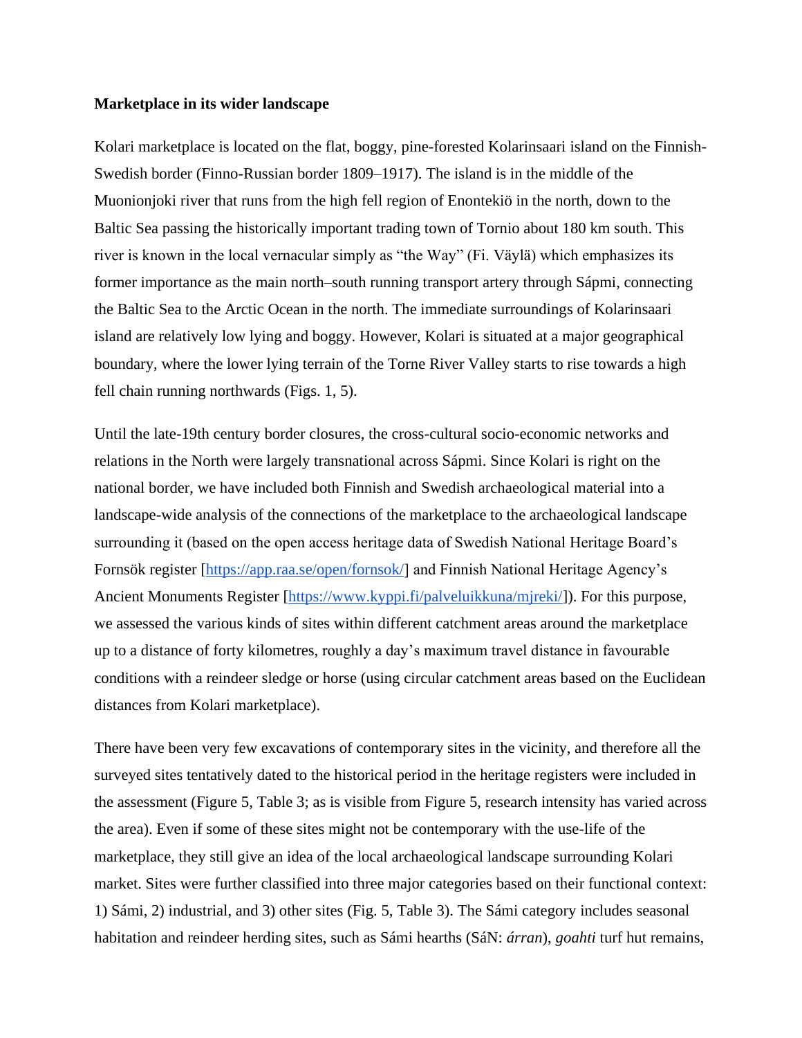**Marketplace in its wider landscape**

Kolari marketplace is located on the flat, boggy, pine-forested Kolarinsaari island on the Finnish-Swedish border (Finno-Russian border 1809–1917). The island is in the middle of the Muonionjoki river that runs from the high fell region of Enontekiö in the north, down to the Baltic Sea passing the historically important trading town of Tornio about 180 km south. This river is known in the local vernacular simply as "the Way" (Fi. Väylä) which emphasizes its former importance as the main north–south running transport artery through Sápmi, connecting the Baltic Sea to the Arctic Ocean in the north. The immediate surroundings of Kolarinsaari island are relatively low lying and boggy. However, Kolari is situated at a major geographical boundary, where the lower lying terrain of the Torne River Valley starts to rise towards a high fell chain running northwards (Figs. 1, 5).

Until the late-19th century border closures, the cross-cultural socio-economic networks and relations in the North were largely transnational across Sápmi. Since Kolari is right on the national border, we have included both Finnish and Swedish archaeological material into a landscape-wide analysis of the connections of the marketplace to the archaeological landscape surrounding it (based on the open access heritage data of Swedish National Heritage Board's Fornsök register [https://app.raa.se/open/fornsok/] and Finnish National Heritage Agency's Ancient Monuments Register [https://www.kyppi.fi/palveluikkuna/mjreki/]). For this purpose, we assessed the various kinds of sites within different catchment areas around the marketplace up to a distance of forty kilometres, roughly a day's maximum travel distance in favourable conditions with a reindeer sledge or horse (using circular catchment areas based on the Euclidean distances from Kolari marketplace).

There have been very few excavations of contemporary sites in the vicinity, and therefore all the surveyed sites tentatively dated to the historical period in the heritage registers were included in the assessment (Figure 5, Table 3; as is visible from Figure 5, research intensity has varied across the area). Even if some of these sites might not be contemporary with the use-life of the marketplace, they still give an idea of the local archaeological landscape surrounding Kolari market. Sites were further classified into three major categories based on their functional context: 1) Sámi, 2) industrial, and 3) other sites (Fig. 5, Table 3). The Sámi category includes seasonal habitation and reindeer herding sites, such as Sámi hearths (SáN: *árran*), *goahti* turf hut remains,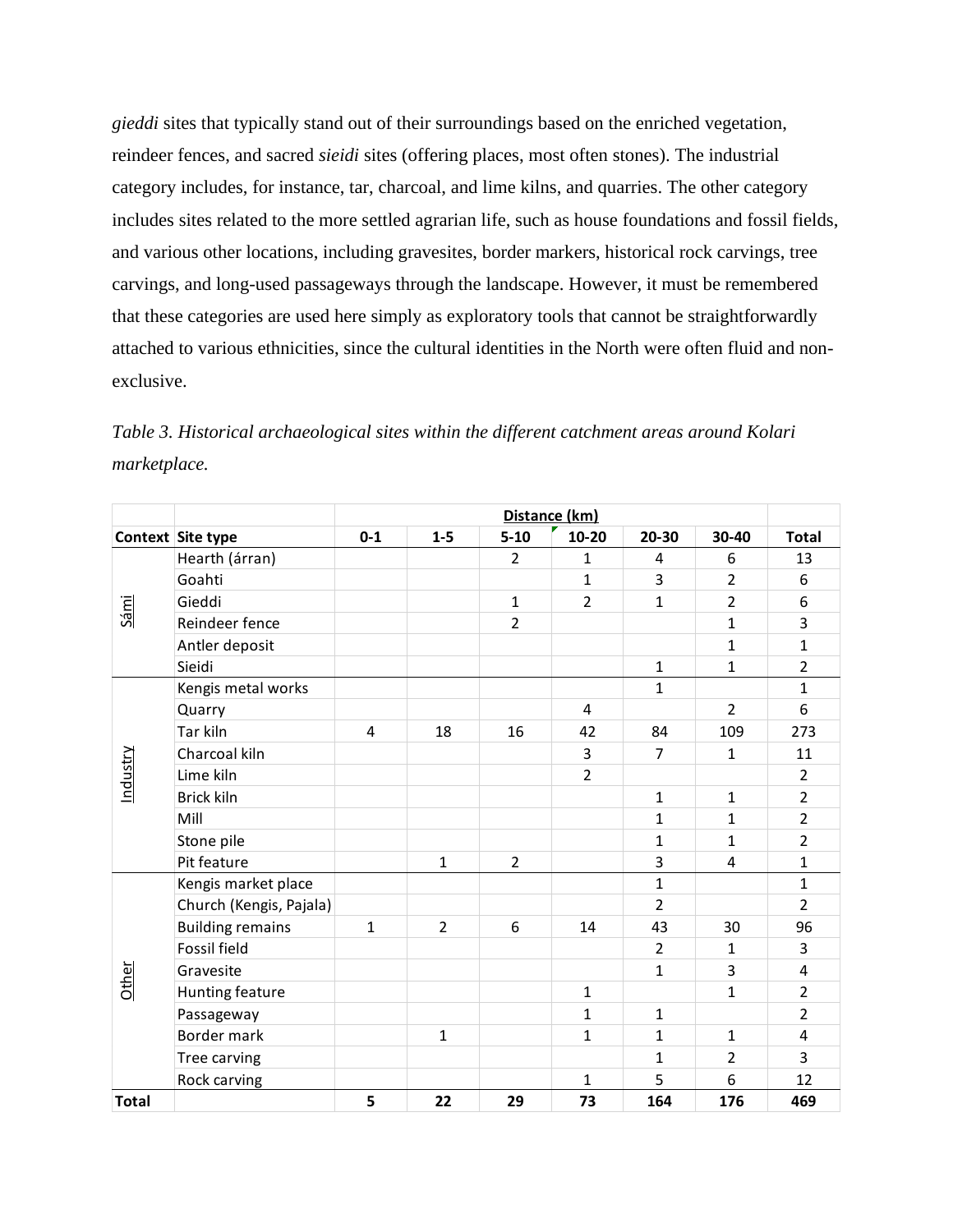*gieddi* sites that typically stand out of their surroundings based on the enriched vegetation, reindeer fences, and sacred *sieidi* sites (offering places, most often stones). The industrial category includes, for instance, tar, charcoal, and lime kilns, and quarries. The other category includes sites related to the more settled agrarian life, such as house foundations and fossil fields, and various other locations, including gravesites, border markers, historical rock carvings, tree carvings, and long-used passageways through the landscape. However, it must be remembered that these categories are used here simply as exploratory tools that cannot be straightforwardly attached to various ethnicities, since the cultural identities in the North were often fluid and non-exclusive.

*Table 3. Historical archaeological sites within the different catchment areas around Kolari marketplace.*

| | | Distance (km) | | | | | | |
|---|---|---|---|---|---|---|---|---|
| **Context** | **Site type** | **0-1** | **1-5** | **5-10** | **10-20** | **20-30** | **30-40** | **Total** |
| Sámi | Hearth (árran) | | | 2 | 1 | 4 | 6 | 13 |
| | Goahti | | | | 1 | 3 | 2 | 6 |
| | Gieddi | | | 1 | 2 | 1 | 2 | 6 |
| | Reindeer fence | | | 2 | | | 1 | 3 |
| | Antler deposit | | | | | | 1 | 1 |
| | Sieidi | | | | | 1 | 1 | 2 |
| Industry | Kengis metal works | | | | | 1 | | 1 |
| | Quarry | | | | 4 | | 2 | 6 |
| | Tar kiln | 4 | 18 | 16 | 42 | 84 | 109 | 273 |
| | Charcoal kiln | | | | 3 | 7 | 1 | 11 |
| | Lime kiln | | | | 2 | | | 2 |
| | Brick kiln | | | | | 1 | 1 | 2 |
| | Mill | | | | | 1 | 1 | 2 |
| | Stone pile | | | | | 1 | 1 | 2 |
| | Pit feature | | 1 | 2 | | 3 | 4 | 1 |
| Other | Kengis market place | | | | | 1 | | 1 |
| | Church (Kengis, Pajala) | | | | | 2 | | 2 |
| | Building remains | 1 | 2 | 6 | 14 | 43 | 30 | 96 |
| | Fossil field | | | | | 2 | 1 | 3 |
| | Gravesite | | | | | 1 | 3 | 4 |
| | Hunting feature | | | | 1 | | 1 | 2 |
| | Passageway | | | | 1 | 1 | | 2 |
| | Border mark | | 1 | | 1 | 1 | 1 | 4 |
| | Tree carving | | | | | 1 | 2 | 3 |
| | Rock carving | | | | 1 | 5 | 6 | 12 |
| **Total** | | **5** | **22** | **29** | **73** | **164** | **176** | **469** |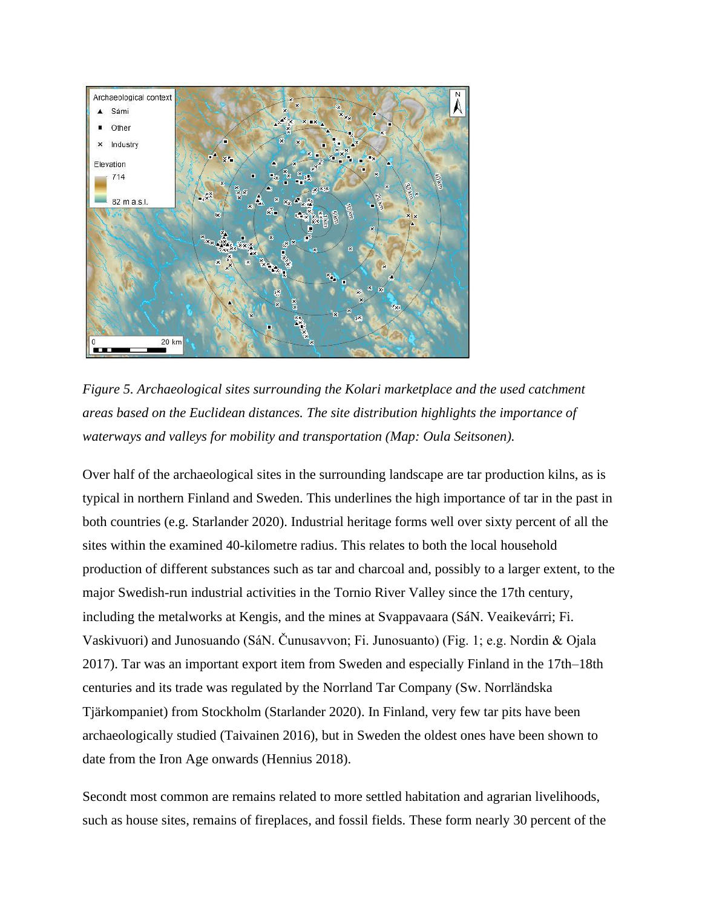*Figure 5. Archaeological sites surrounding the Kolari marketplace and the used catchment areas based on the Euclidean distances. The site distribution highlights the importance of waterways and valleys for mobility and transportation (Map: Oula Seitsonen).*

Over half of the archaeological sites in the surrounding landscape are tar production kilns, as is typical in northern Finland and Sweden. This underlines the high importance of tar in the past in both countries (e.g. Starlander 2020). Industrial heritage forms well over sixty percent of all the sites within the examined 40-kilometre radius. This relates to both the local household production of different substances such as tar and charcoal and, possibly to a larger extent, to the major Swedish-run industrial activities in the Tornio River Valley since the 17th century, including the metalworks at Kengis, and the mines at Svappavaara (SáN. Veaikevárri; Fi. Vaskivuori) and Junosuando (SáN. Čunusavvon; Fi. Junosuanto) (Fig. 1; e.g. Nordin & Ojala 2017). Tar was an important export item from Sweden and especially Finland in the 17th–18th centuries and its trade was regulated by the Norrland Tar Company (Sw. Norrländska Tjärkompaniet) from Stockholm (Starlander 2020). In Finland, very few tar pits have been archaeologically studied (Taivainen 2016), but in Sweden the oldest ones have been shown to date from the Iron Age onwards (Hennius 2018).

Secondt most common are remains related to more settled habitation and agrarian livelihoods, such as house sites, remains of fireplaces, and fossil fields. These form nearly 30 percent of the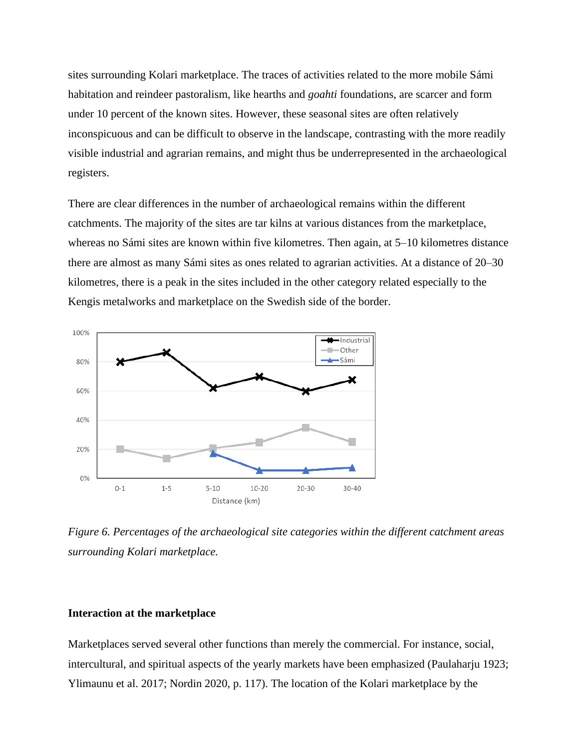sites surrounding Kolari marketplace. The traces of activities related to the more mobile Sámi habitation and reindeer pastoralism, like hearths and *goahti* foundations, are scarcer and form under 10 percent of the known sites. However, these seasonal sites are often relatively inconspicuous and can be difficult to observe in the landscape, contrasting with the more readily visible industrial and agrarian remains, and might thus be underrepresented in the archaeological registers.

There are clear differences in the number of archaeological remains within the different catchments. The majority of the sites are tar kilns at various distances from the marketplace, whereas no Sámi sites are known within five kilometres. Then again, at 5–10 kilometres distance there are almost as many Sámi sites as ones related to agrarian activities. At a distance of 20–30 kilometres, there is a peak in the sites included in the other category related especially to the Kengis metalworks and marketplace on the Swedish side of the border.

*Figure 6. Percentages of the archaeological site categories within the different catchment areas surrounding Kolari marketplace.*

## Interaction at the marketplace

Marketplaces served several other functions than merely the commercial. For instance, social, intercultural, and spiritual aspects of the yearly markets have been emphasized (Paulaharju 1923; Ylimaunu et al. 2017; Nordin 2020, p. 117). The location of the Kolari marketplace by the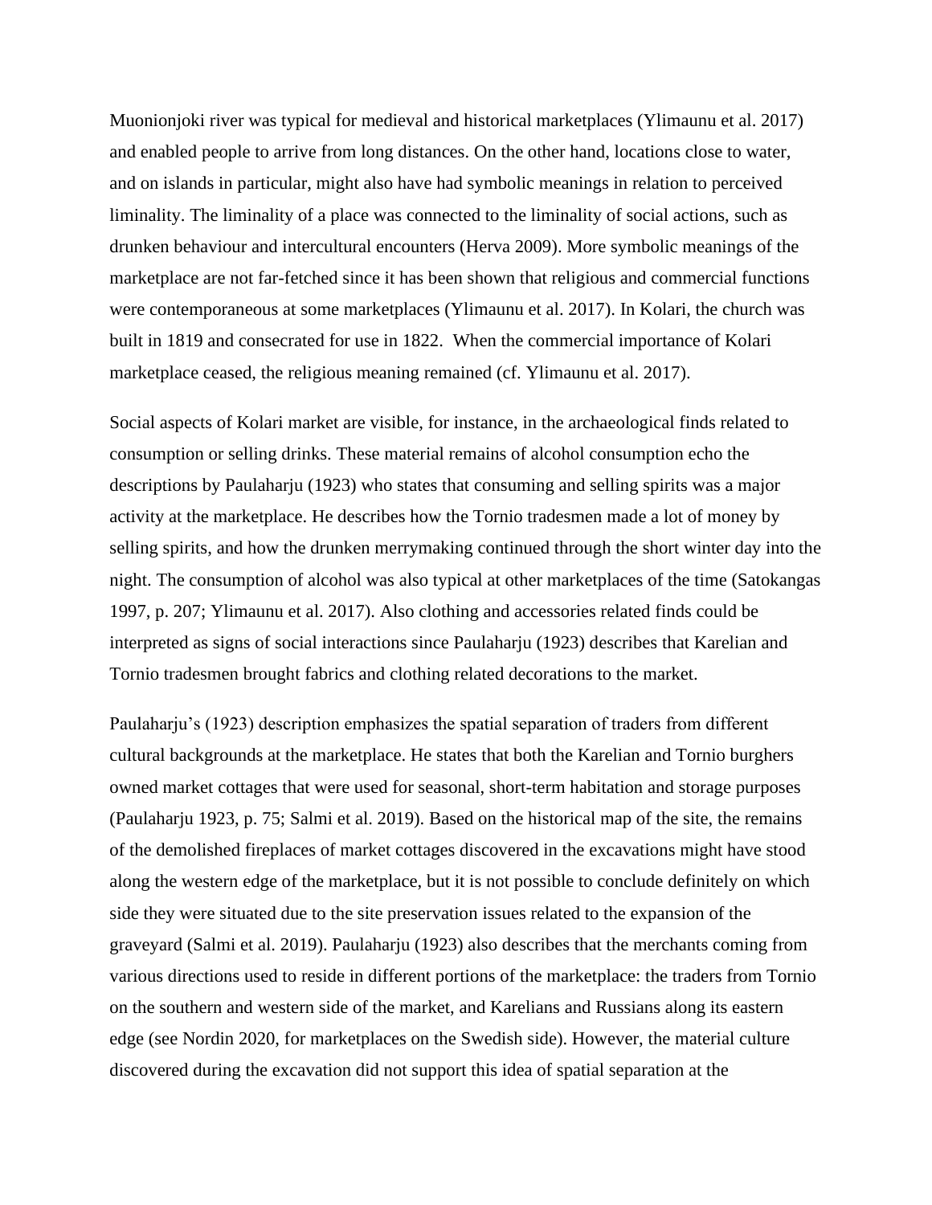Muonionjoki river was typical for medieval and historical marketplaces (Ylimaunu et al. 2017) and enabled people to arrive from long distances. On the other hand, locations close to water, and on islands in particular, might also have had symbolic meanings in relation to perceived liminality. The liminality of a place was connected to the liminality of social actions, such as drunken behaviour and intercultural encounters (Herva 2009). More symbolic meanings of the marketplace are not far-fetched since it has been shown that religious and commercial functions were contemporaneous at some marketplaces (Ylimaunu et al. 2017). In Kolari, the church was built in 1819 and consecrated for use in 1822. When the commercial importance of Kolari marketplace ceased, the religious meaning remained (cf. Ylimaunu et al. 2017).

Social aspects of Kolari market are visible, for instance, in the archaeological finds related to consumption or selling drinks. These material remains of alcohol consumption echo the descriptions by Paulaharju (1923) who states that consuming and selling spirits was a major activity at the marketplace. He describes how the Tornio tradesmen made a lot of money by selling spirits, and how the drunken merrymaking continued through the short winter day into the night. The consumption of alcohol was also typical at other marketplaces of the time (Satokangas 1997, p. 207; Ylimaunu et al. 2017). Also clothing and accessories related finds could be interpreted as signs of social interactions since Paulaharju (1923) describes that Karelian and Tornio tradesmen brought fabrics and clothing related decorations to the market.

Paulaharju's (1923) description emphasizes the spatial separation of traders from different cultural backgrounds at the marketplace. He states that both the Karelian and Tornio burghers owned market cottages that were used for seasonal, short-term habitation and storage purposes (Paulaharju 1923, p. 75; Salmi et al. 2019). Based on the historical map of the site, the remains of the demolished fireplaces of market cottages discovered in the excavations might have stood along the western edge of the marketplace, but it is not possible to conclude definitely on which side they were situated due to the site preservation issues related to the expansion of the graveyard (Salmi et al. 2019). Paulaharju (1923) also describes that the merchants coming from various directions used to reside in different portions of the marketplace: the traders from Tornio on the southern and western side of the market, and Karelians and Russians along its eastern edge (see Nordin 2020, for marketplaces on the Swedish side). However, the material culture discovered during the excavation did not support this idea of spatial separation at the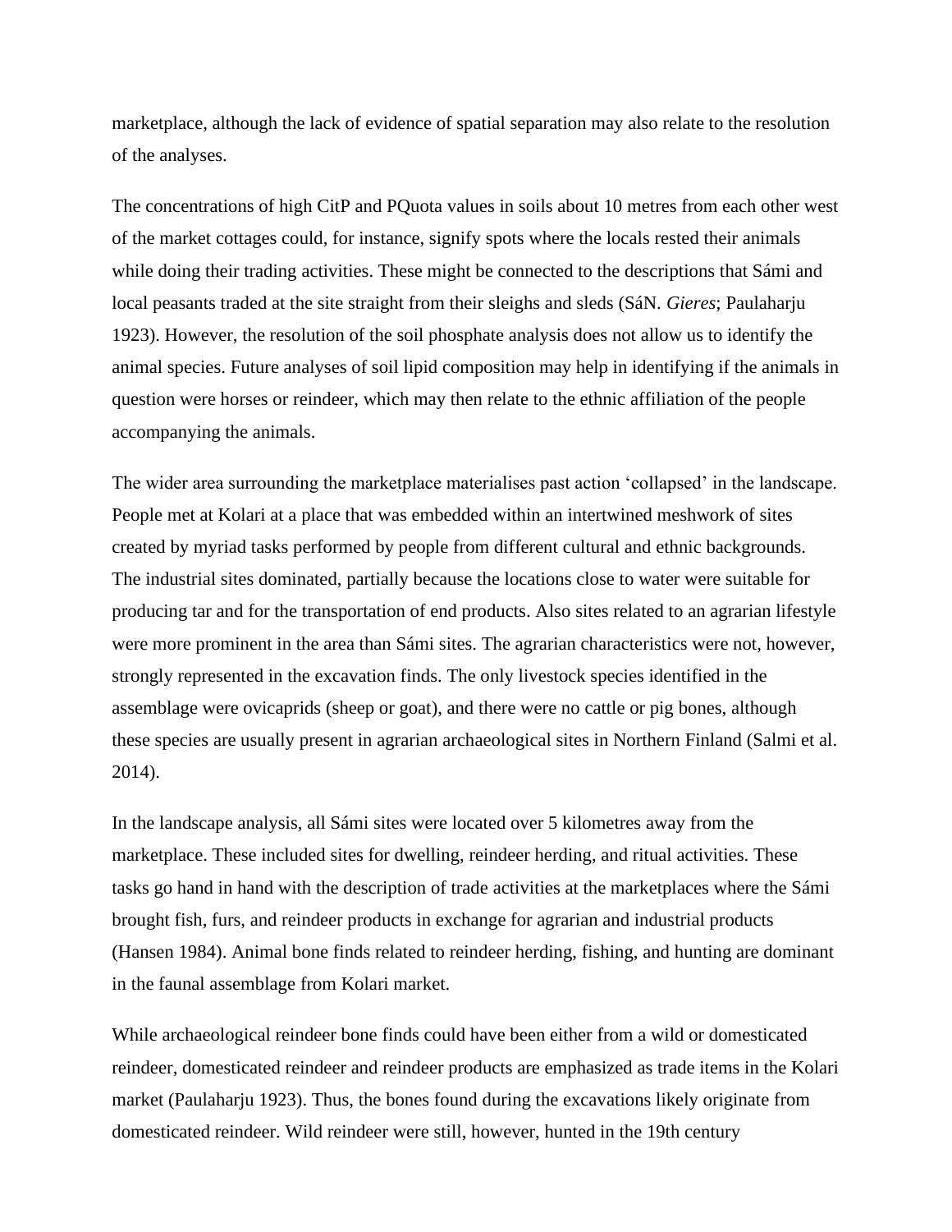marketplace, although the lack of evidence of spatial separation may also relate to the resolution of the analyses.

The concentrations of high CitP and PQuota values in soils about 10 metres from each other west of the market cottages could, for instance, signify spots where the locals rested their animals while doing their trading activities. These might be connected to the descriptions that Sámi and local peasants traded at the site straight from their sleighs and sleds (SáN. *Gieres*; Paulaharju 1923). However, the resolution of the soil phosphate analysis does not allow us to identify the animal species. Future analyses of soil lipid composition may help in identifying if the animals in question were horses or reindeer, which may then relate to the ethnic affiliation of the people accompanying the animals.

The wider area surrounding the marketplace materialises past action 'collapsed' in the landscape. People met at Kolari at a place that was embedded within an intertwined meshwork of sites created by myriad tasks performed by people from different cultural and ethnic backgrounds. The industrial sites dominated, partially because the locations close to water were suitable for producing tar and for the transportation of end products. Also sites related to an agrarian lifestyle were more prominent in the area than Sámi sites. The agrarian characteristics were not, however, strongly represented in the excavation finds. The only livestock species identified in the assemblage were ovicaprids (sheep or goat), and there were no cattle or pig bones, although these species are usually present in agrarian archaeological sites in Northern Finland (Salmi et al. 2014).

In the landscape analysis, all Sámi sites were located over 5 kilometres away from the marketplace. These included sites for dwelling, reindeer herding, and ritual activities. These tasks go hand in hand with the description of trade activities at the marketplaces where the Sámi brought fish, furs, and reindeer products in exchange for agrarian and industrial products (Hansen 1984). Animal bone finds related to reindeer herding, fishing, and hunting are dominant in the faunal assemblage from Kolari market.

While archaeological reindeer bone finds could have been either from a wild or domesticated reindeer, domesticated reindeer and reindeer products are emphasized as trade items in the Kolari market (Paulaharju 1923). Thus, the bones found during the excavations likely originate from domesticated reindeer. Wild reindeer were still, however, hunted in the 19th century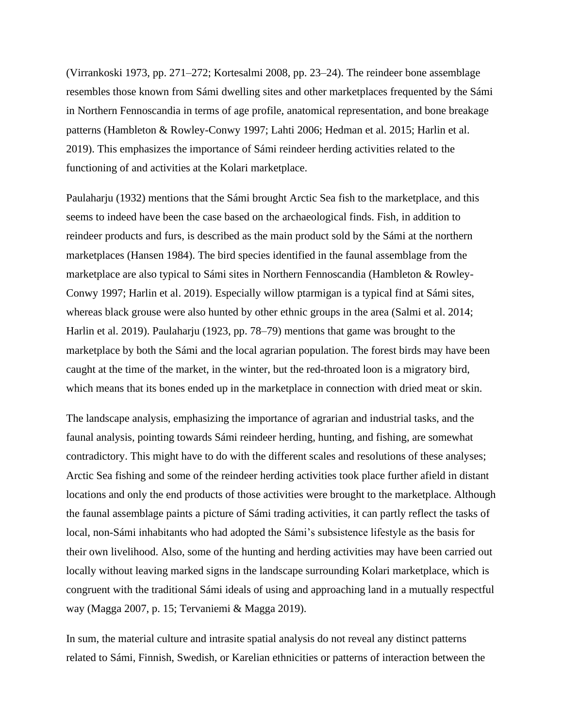(Virrankoski 1973, pp. 271–272; Kortesalmi 2008, pp. 23–24). The reindeer bone assemblage resembles those known from Sámi dwelling sites and other marketplaces frequented by the Sámi in Northern Fennoscandia in terms of age profile, anatomical representation, and bone breakage patterns (Hambleton & Rowley-Conwy 1997; Lahti 2006; Hedman et al. 2015; Harlin et al. 2019). This emphasizes the importance of Sámi reindeer herding activities related to the functioning of and activities at the Kolari marketplace.

Paulaharju (1932) mentions that the Sámi brought Arctic Sea fish to the marketplace, and this seems to indeed have been the case based on the archaeological finds. Fish, in addition to reindeer products and furs, is described as the main product sold by the Sámi at the northern marketplaces (Hansen 1984). The bird species identified in the faunal assemblage from the marketplace are also typical to Sámi sites in Northern Fennoscandia (Hambleton & Rowley-Conwy 1997; Harlin et al. 2019). Especially willow ptarmigan is a typical find at Sámi sites, whereas black grouse were also hunted by other ethnic groups in the area (Salmi et al. 2014; Harlin et al. 2019). Paulaharju (1923, pp. 78–79) mentions that game was brought to the marketplace by both the Sámi and the local agrarian population. The forest birds may have been caught at the time of the market, in the winter, but the red-throated loon is a migratory bird, which means that its bones ended up in the marketplace in connection with dried meat or skin.

The landscape analysis, emphasizing the importance of agrarian and industrial tasks, and the faunal analysis, pointing towards Sámi reindeer herding, hunting, and fishing, are somewhat contradictory. This might have to do with the different scales and resolutions of these analyses; Arctic Sea fishing and some of the reindeer herding activities took place further afield in distant locations and only the end products of those activities were brought to the marketplace. Although the faunal assemblage paints a picture of Sámi trading activities, it can partly reflect the tasks of local, non-Sámi inhabitants who had adopted the Sámi's subsistence lifestyle as the basis for their own livelihood. Also, some of the hunting and herding activities may have been carried out locally without leaving marked signs in the landscape surrounding Kolari marketplace, which is congruent with the traditional Sámi ideals of using and approaching land in a mutually respectful way (Magga 2007, p. 15; Tervaniemi & Magga 2019).

In sum, the material culture and intrasite spatial analysis do not reveal any distinct patterns related to Sámi, Finnish, Swedish, or Karelian ethnicities or patterns of interaction between the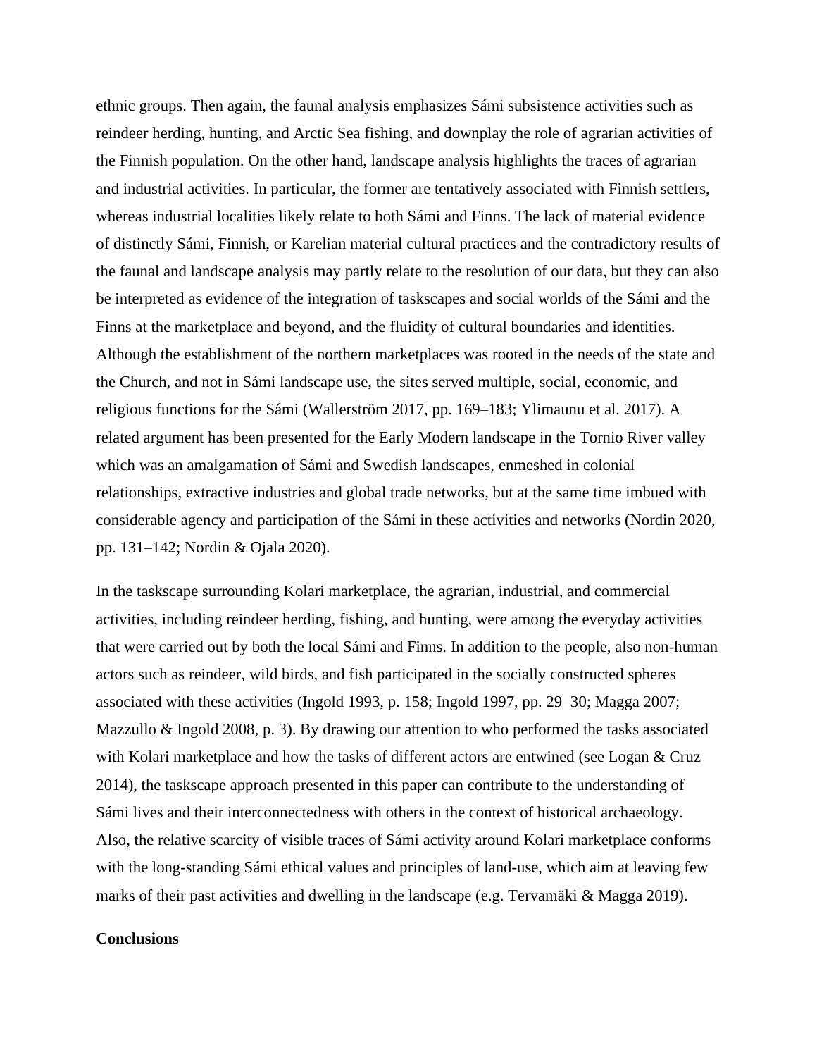ethnic groups. Then again, the faunal analysis emphasizes Sámi subsistence activities such as reindeer herding, hunting, and Arctic Sea fishing, and downplay the role of agrarian activities of the Finnish population. On the other hand, landscape analysis highlights the traces of agrarian and industrial activities. In particular, the former are tentatively associated with Finnish settlers, whereas industrial localities likely relate to both Sámi and Finns. The lack of material evidence of distinctly Sámi, Finnish, or Karelian material cultural practices and the contradictory results of the faunal and landscape analysis may partly relate to the resolution of our data, but they can also be interpreted as evidence of the integration of taskscapes and social worlds of the Sámi and the Finns at the marketplace and beyond, and the fluidity of cultural boundaries and identities. Although the establishment of the northern marketplaces was rooted in the needs of the state and the Church, and not in Sámi landscape use, the sites served multiple, social, economic, and religious functions for the Sámi (Wallerström 2017, pp. 169–183; Ylimaunu et al. 2017). A related argument has been presented for the Early Modern landscape in the Tornio River valley which was an amalgamation of Sámi and Swedish landscapes, enmeshed in colonial relationships, extractive industries and global trade networks, but at the same time imbued with considerable agency and participation of the Sámi in these activities and networks (Nordin 2020, pp. 131–142; Nordin & Ojala 2020).

In the taskscape surrounding Kolari marketplace, the agrarian, industrial, and commercial activities, including reindeer herding, fishing, and hunting, were among the everyday activities that were carried out by both the local Sámi and Finns. In addition to the people, also non-human actors such as reindeer, wild birds, and fish participated in the socially constructed spheres associated with these activities (Ingold 1993, p. 158; Ingold 1997, pp. 29–30; Magga 2007; Mazzullo & Ingold 2008, p. 3). By drawing our attention to who performed the tasks associated with Kolari marketplace and how the tasks of different actors are entwined (see Logan & Cruz 2014), the taskscape approach presented in this paper can contribute to the understanding of Sámi lives and their interconnectedness with others in the context of historical archaeology. Also, the relative scarcity of visible traces of Sámi activity around Kolari marketplace conforms with the long-standing Sámi ethical values and principles of land-use, which aim at leaving few marks of their past activities and dwelling in the landscape (e.g. Tervamäki & Magga 2019).

## Conclusions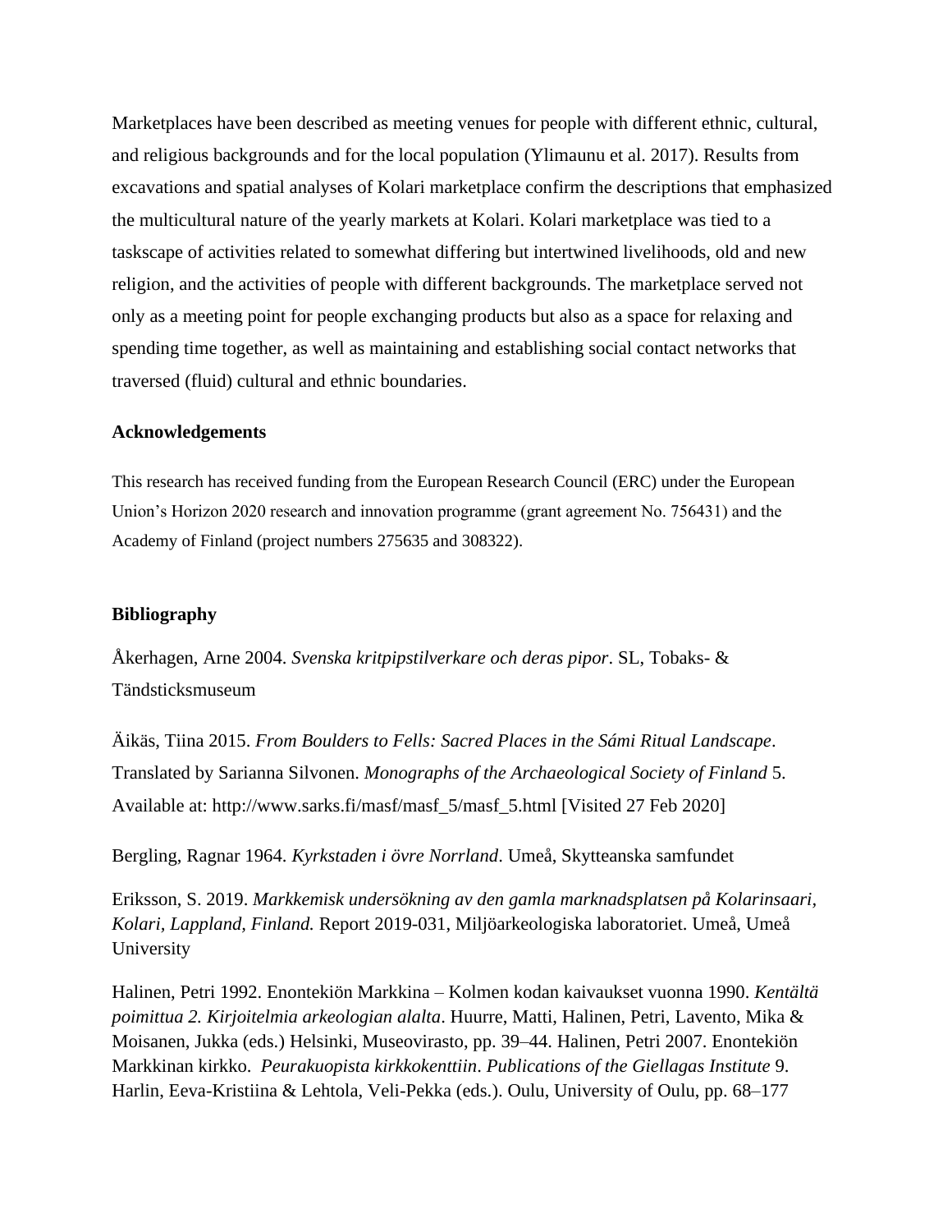Marketplaces have been described as meeting venues for people with different ethnic, cultural, and religious backgrounds and for the local population (Ylimaunu et al. 2017). Results from excavations and spatial analyses of Kolari marketplace confirm the descriptions that emphasized the multicultural nature of the yearly markets at Kolari. Kolari marketplace was tied to a taskscape of activities related to somewhat differing but intertwined livelihoods, old and new religion, and the activities of people with different backgrounds. The marketplace served not only as a meeting point for people exchanging products but also as a space for relaxing and spending time together, as well as maintaining and establishing social contact networks that traversed (fluid) cultural and ethnic boundaries.

**Acknowledgements**

This research has received funding from the European Research Council (ERC) under the European Union's Horizon 2020 research and innovation programme (grant agreement No. 756431) and the Academy of Finland (project numbers 275635 and 308322).

**Bibliography**

Åkerhagen, Arne 2004. *Svenska kritpipstilverkare och deras pipor*. SL, Tobaks- & Tändsticksmuseum

Äikäs, Tiina 2015. *From Boulders to Fells: Sacred Places in the Sámi Ritual Landscape*. Translated by Sarianna Silvonen. *Monographs of the Archaeological Society of Finland* 5. Available at: http://www.sarks.fi/masf/masf_5/masf_5.html [Visited 27 Feb 2020]

Bergling, Ragnar 1964. *Kyrkstaden i övre Norrland*. Umeå, Skytteanska samfundet

Eriksson, S. 2019. *Markkemisk undersökning av den gamla marknadsplatsen på Kolarinsaari, Kolari, Lappland, Finland.* Report 2019-031, Miljöarkeologiska laboratoriet. Umeå, Umeå University

Halinen, Petri 1992. Enontekiön Markkina – Kolmen kodan kaivaukset vuonna 1990. *Kentältä poimittua 2. Kirjoitelmia arkeologian alalta*. Huurre, Matti, Halinen, Petri, Lavento, Mika & Moisanen, Jukka (eds.) Helsinki, Museovirasto, pp. 39–44. Halinen, Petri 2007. Enontekiön Markkinan kirkko. *Peurakuopista kirkkokenttiin*. *Publications of the Giellagas Institute* 9. Harlin, Eeva-Kristiina & Lehtola, Veli-Pekka (eds.). Oulu, University of Oulu, pp. 68–177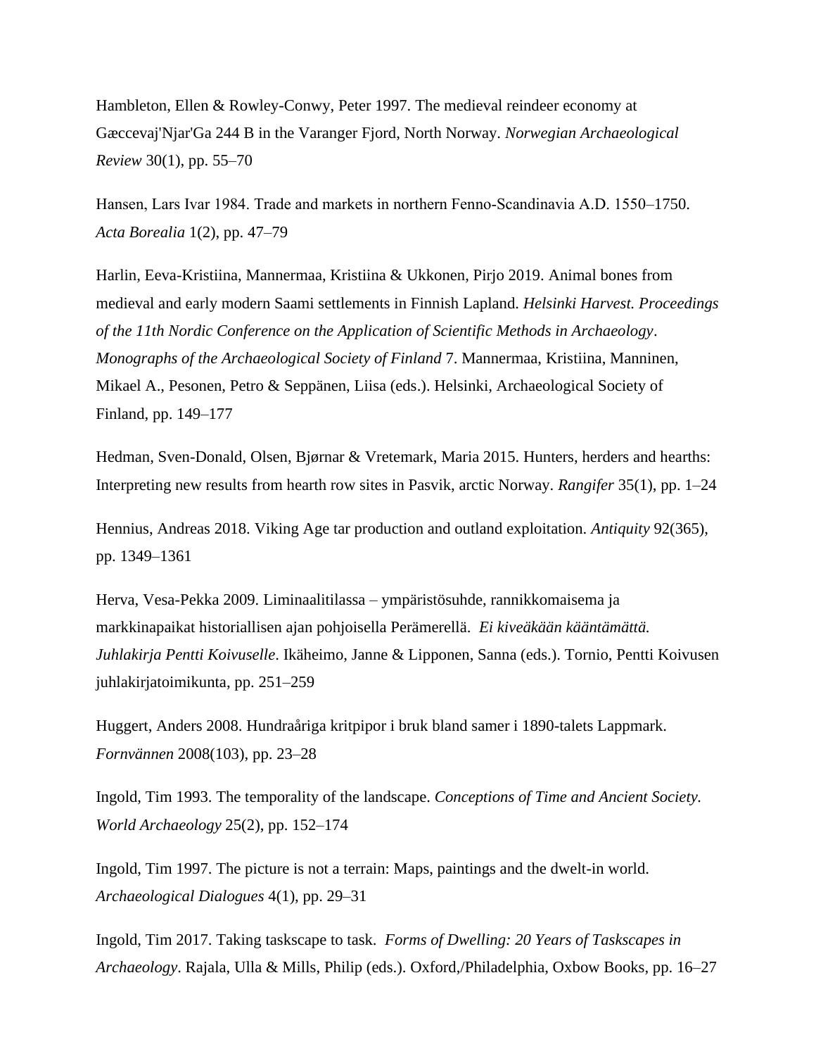Hambleton, Ellen & Rowley-Conwy, Peter 1997. The medieval reindeer economy at Gæccevaj'Njar'Ga 244 B in the Varanger Fjord, North Norway. *Norwegian Archaeological Review* 30(1), pp. 55–70

Hansen, Lars Ivar 1984. Trade and markets in northern Fenno-Scandinavia A.D. 1550–1750. *Acta Borealia* 1(2), pp. 47–79

Harlin, Eeva-Kristiina, Mannermaa, Kristiina & Ukkonen, Pirjo 2019. Animal bones from medieval and early modern Saami settlements in Finnish Lapland. *Helsinki Harvest. Proceedings of the 11th Nordic Conference on the Application of Scientific Methods in Archaeology*. *Monographs of the Archaeological Society of Finland* 7. Mannermaa, Kristiina, Manninen, Mikael A., Pesonen, Petro & Seppänen, Liisa (eds.). Helsinki, Archaeological Society of Finland, pp. 149–177

Hedman, Sven-Donald, Olsen, Bjørnar & Vretemark, Maria 2015. Hunters, herders and hearths: Interpreting new results from hearth row sites in Pasvik, arctic Norway. *Rangifer* 35(1), pp. 1–24

Hennius, Andreas 2018. Viking Age tar production and outland exploitation. *Antiquity* 92(365), pp. 1349–1361

Herva, Vesa-Pekka 2009. Liminaalitilassa – ympäristösuhde, rannikkomaisema ja markkinapaikat historiallisen ajan pohjoisella Perämerellä. *Ei kiveäkään kääntämättä. Juhlakirja Pentti Koivuselle*. Ikäheimo, Janne & Lipponen, Sanna (eds.). Tornio, Pentti Koivusen juhlakirjatoimikunta, pp. 251–259

Huggert, Anders 2008. Hundraåriga kritpipor i bruk bland samer i 1890-talets Lappmark. *Fornvännen* 2008(103), pp. 23–28

Ingold, Tim 1993. The temporality of the landscape. *Conceptions of Time and Ancient Society. World Archaeology* 25(2), pp. 152–174

Ingold, Tim 1997. The picture is not a terrain: Maps, paintings and the dwelt-in world. *Archaeological Dialogues* 4(1), pp. 29–31

Ingold, Tim 2017. Taking taskscape to task. *Forms of Dwelling: 20 Years of Taskscapes in Archaeology*. Rajala, Ulla & Mills, Philip (eds.). Oxford,/Philadelphia, Oxbow Books, pp. 16–27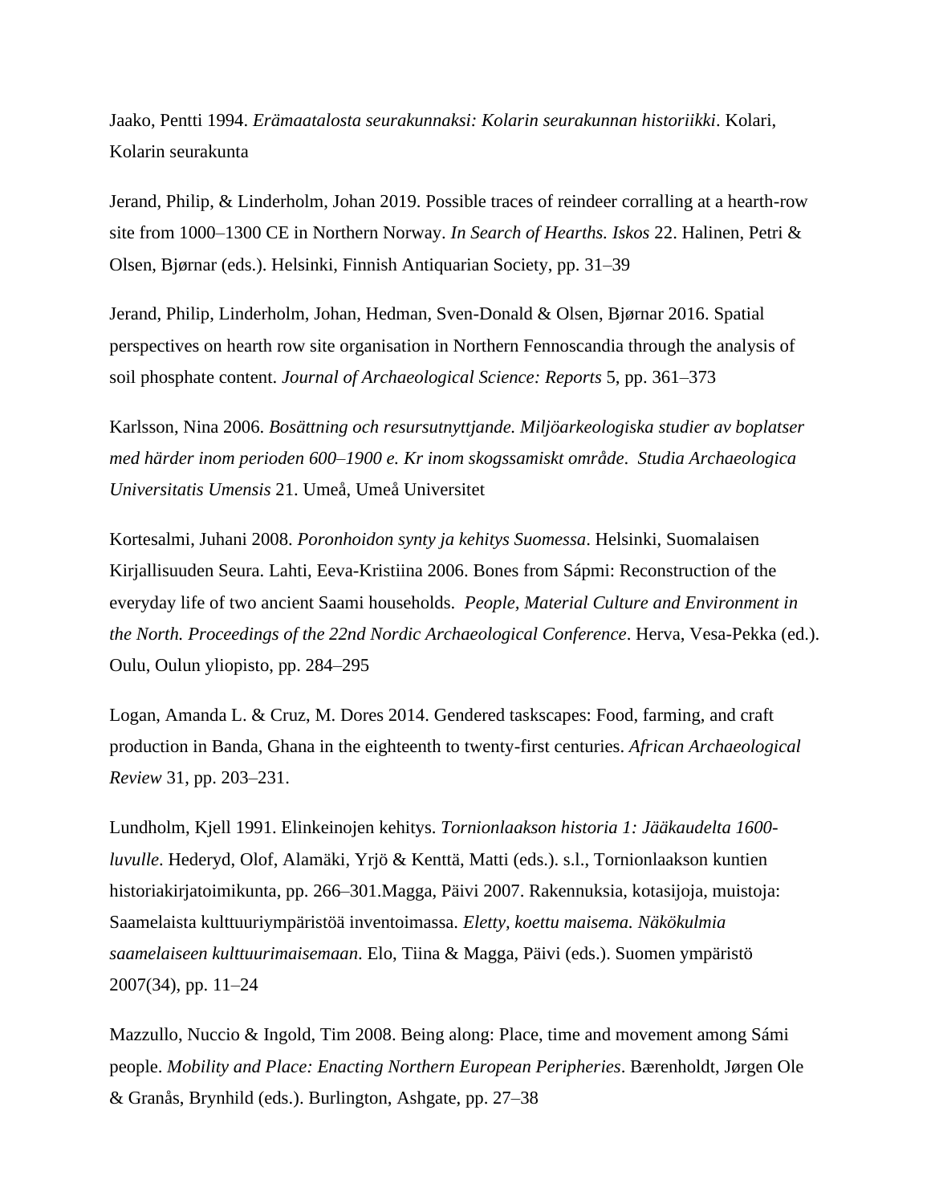Jaako, Pentti 1994. *Erämaatalosta seurakunnaksi: Kolarin seurakunnan historiikki*. Kolari, Kolarin seurakunta

Jerand, Philip, & Linderholm, Johan 2019. Possible traces of reindeer corralling at a hearth-row site from 1000–1300 CE in Northern Norway. *In Search of Hearths. Iskos* 22. Halinen, Petri & Olsen, Bjørnar (eds.). Helsinki, Finnish Antiquarian Society, pp. 31–39

Jerand, Philip, Linderholm, Johan, Hedman, Sven-Donald & Olsen, Bjørnar 2016. Spatial perspectives on hearth row site organisation in Northern Fennoscandia through the analysis of soil phosphate content. *Journal of Archaeological Science: Reports* 5, pp. 361–373

Karlsson, Nina 2006. *Bosättning och resursutnyttjande. Miljöarkeologiska studier av boplatser med härder inom perioden 600–1900 e. Kr inom skogssamiskt område*. *Studia Archaeologica Universitatis Umensis* 21. Umeå, Umeå Universitet

Kortesalmi, Juhani 2008. *Poronhoidon synty ja kehitys Suomessa*. Helsinki, Suomalaisen Kirjallisuuden Seura. Lahti, Eeva-Kristiina 2006. Bones from Sápmi: Reconstruction of the everyday life of two ancient Saami households. *People, Material Culture and Environment in the North. Proceedings of the 22nd Nordic Archaeological Conference*. Herva, Vesa-Pekka (ed.). Oulu, Oulun yliopisto, pp. 284–295

Logan, Amanda L. & Cruz, M. Dores 2014. Gendered taskscapes: Food, farming, and craft production in Banda, Ghana in the eighteenth to twenty-first centuries. *African Archaeological Review* 31, pp. 203–231.

Lundholm, Kjell 1991. Elinkeinojen kehitys. *Tornionlaakson historia 1: Jääkaudelta 1600-luvulle*. Hederyd, Olof, Alamäki, Yrjö & Kenttä, Matti (eds.). s.l., Tornionlaakson kuntien historiakirjatoimikunta, pp. 266–301.Magga, Päivi 2007. Rakennuksia, kotasijoja, muistoja: Saamelaista kulttuuriympäristöä inventoimassa. *Eletty, koettu maisema. Näkökulmia saamelaiseen kulttuurimaisemaan*. Elo, Tiina & Magga, Päivi (eds.). Suomen ympäristö 2007(34), pp. 11–24

Mazzullo, Nuccio & Ingold, Tim 2008. Being along: Place, time and movement among Sámi people. *Mobility and Place: Enacting Northern European Peripheries*. Bærenholdt, Jørgen Ole & Granås, Brynhild (eds.). Burlington, Ashgate, pp. 27–38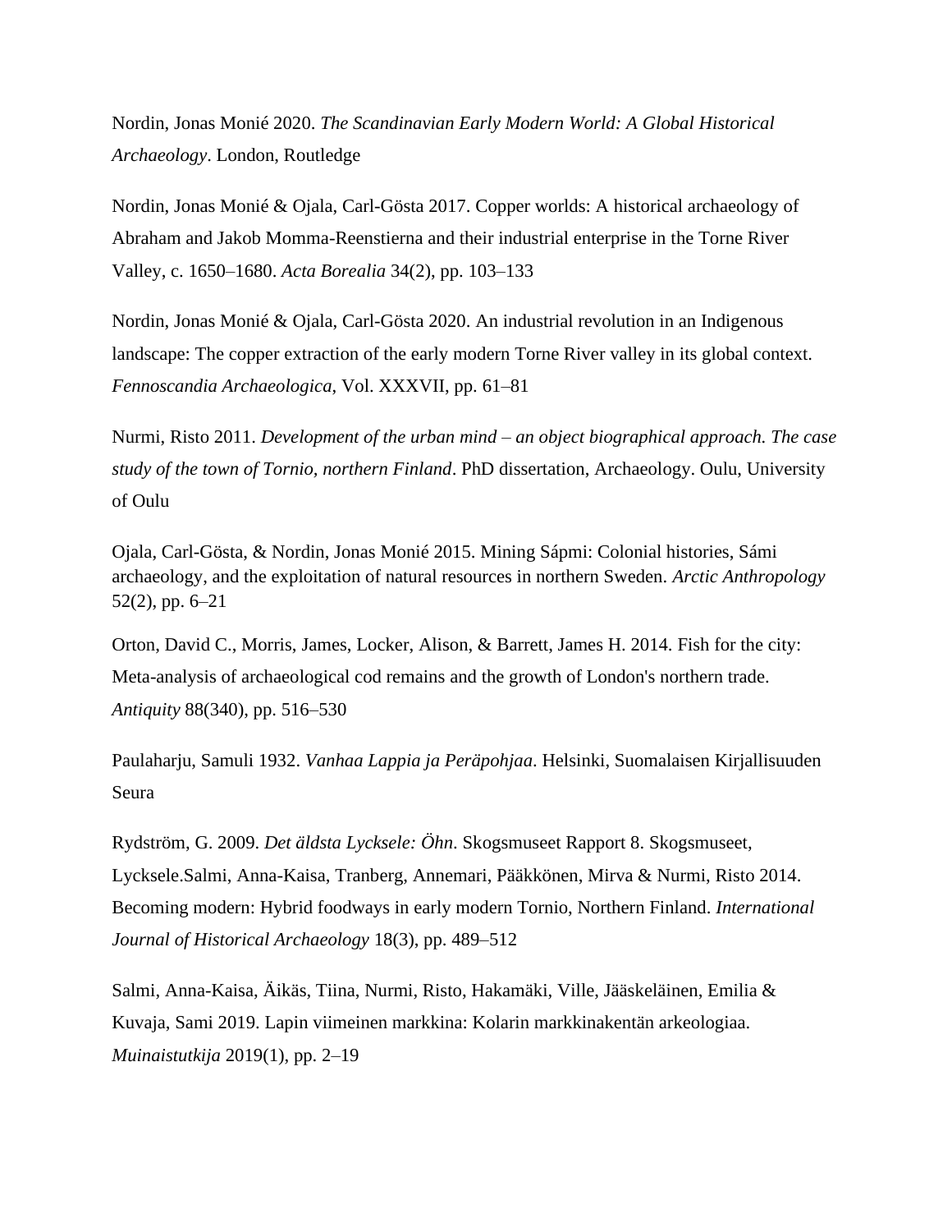Nordin, Jonas Monié 2020. *The Scandinavian Early Modern World: A Global Historical Archaeology*. London, Routledge

Nordin, Jonas Monié & Ojala, Carl-Gösta 2017. Copper worlds: A historical archaeology of Abraham and Jakob Momma-Reenstierna and their industrial enterprise in the Torne River Valley, c. 1650–1680. *Acta Borealia* 34(2), pp. 103–133

Nordin, Jonas Monié & Ojala, Carl-Gösta 2020. An industrial revolution in an Indigenous landscape: The copper extraction of the early modern Torne River valley in its global context. *Fennoscandia Archaeologica*, Vol. XXXVII, pp. 61–81

Nurmi, Risto 2011. *Development of the urban mind – an object biographical approach. The case study of the town of Tornio, northern Finland*. PhD dissertation, Archaeology. Oulu, University of Oulu

Ojala, Carl-Gösta, & Nordin, Jonas Monié 2015. Mining Sápmi: Colonial histories, Sámi archaeology, and the exploitation of natural resources in northern Sweden. *Arctic Anthropology* 52(2), pp. 6–21

Orton, David C., Morris, James, Locker, Alison, & Barrett, James H. 2014. Fish for the city: Meta-analysis of archaeological cod remains and the growth of London's northern trade. *Antiquity* 88(340), pp. 516–530

Paulaharju, Samuli 1932. *Vanhaa Lappia ja Peräpohjaa*. Helsinki, Suomalaisen Kirjallisuuden Seura

Rydström, G. 2009. *Det äldsta Lycksele: Öhn*. Skogsmuseet Rapport 8. Skogsmuseet, Lycksele.Salmi, Anna-Kaisa, Tranberg, Annemari, Pääkkönen, Mirva & Nurmi, Risto 2014. Becoming modern: Hybrid foodways in early modern Tornio, Northern Finland. *International Journal of Historical Archaeology* 18(3), pp. 489–512

Salmi, Anna-Kaisa, Äikäs, Tiina, Nurmi, Risto, Hakamäki, Ville, Jääskeläinen, Emilia & Kuvaja, Sami 2019. Lapin viimeinen markkina: Kolarin markkinakentän arkeologiaa. *Muinaistutkija* 2019(1), pp. 2–19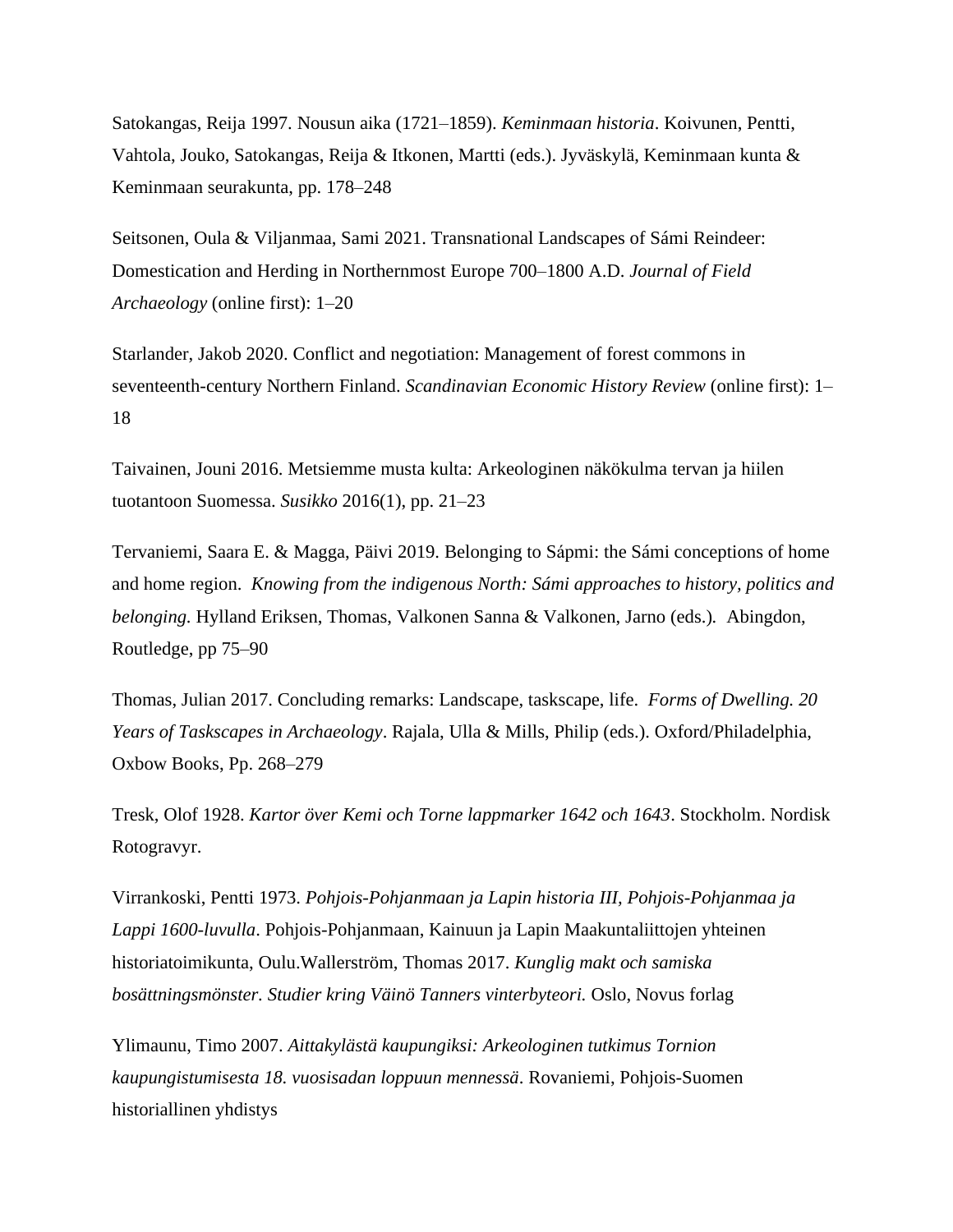Satokangas, Reija 1997. Nousun aika (1721–1859). *Keminmaan historia*. Koivunen, Pentti, Vahtola, Jouko, Satokangas, Reija & Itkonen, Martti (eds.). Jyväskylä, Keminmaan kunta & Keminmaan seurakunta, pp. 178–248

Seitsonen, Oula & Viljanmaa, Sami 2021. Transnational Landscapes of Sámi Reindeer: Domestication and Herding in Northernmost Europe 700–1800 A.D. *Journal of Field Archaeology* (online first): 1–20

Starlander, Jakob 2020. Conflict and negotiation: Management of forest commons in seventeenth-century Northern Finland. *Scandinavian Economic History Review* (online first): 1–18

Taivainen, Jouni 2016. Metsiemme musta kulta: Arkeologinen näkökulma tervan ja hiilen tuotantoon Suomessa. *Susikko* 2016(1), pp. 21–23

Tervaniemi, Saara E. & Magga, Päivi 2019. Belonging to Sápmi: the Sámi conceptions of home and home region. *Knowing from the indigenous North: Sámi approaches to history, politics and belonging.* Hylland Eriksen, Thomas, Valkonen Sanna & Valkonen, Jarno (eds.). Abingdon, Routledge, pp 75–90

Thomas, Julian 2017. Concluding remarks: Landscape, taskscape, life. *Forms of Dwelling. 20 Years of Taskscapes in Archaeology*. Rajala, Ulla & Mills, Philip (eds.). Oxford/Philadelphia, Oxbow Books, Pp. 268–279

Tresk, Olof 1928. *Kartor över Kemi och Torne lappmarker 1642 och 1643*. Stockholm. Nordisk Rotogravyr.

Virrankoski, Pentti 1973. *Pohjois-Pohjanmaan ja Lapin historia III, Pohjois-Pohjanmaa ja Lappi 1600-luvulla*. Pohjois-Pohjanmaan, Kainuun ja Lapin Maakuntaliittojen yhteinen historiatoimikunta, Oulu.Wallerström, Thomas 2017. *Kunglig makt och samiska bosättningsmönster. Studier kring Väinö Tanners vinterbyteori.* Oslo, Novus forlag

Ylimaunu, Timo 2007. *Aittakylästä kaupungiksi: Arkeologinen tutkimus Tornion kaupungistumisesta 18. vuosisadan loppuun mennessä*. Rovaniemi, Pohjois-Suomen historiallinen yhdistys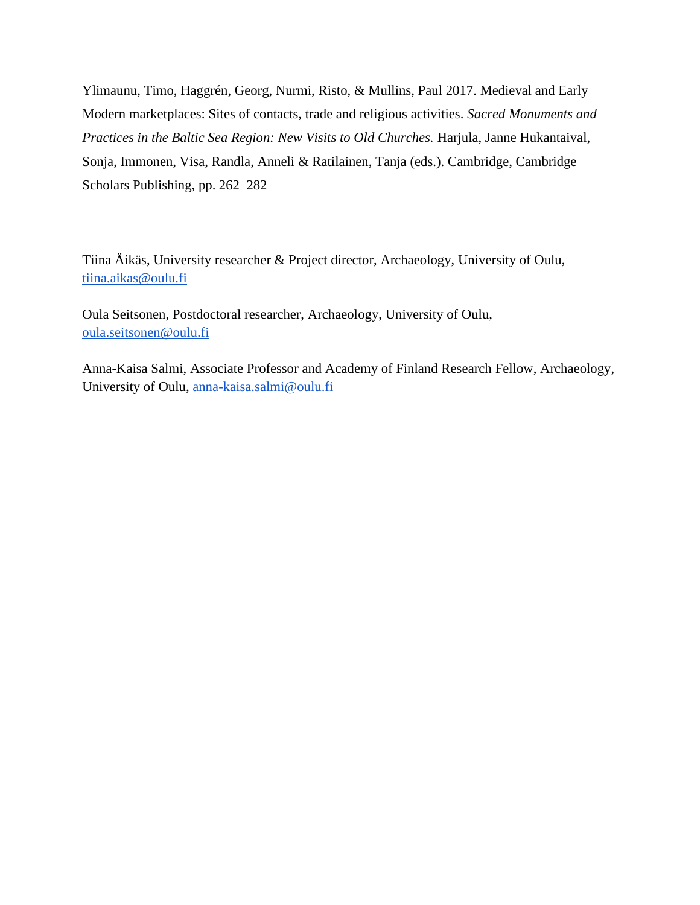Ylimaunu, Timo, Haggrén, Georg, Nurmi, Risto, & Mullins, Paul 2017. Medieval and Early Modern marketplaces: Sites of contacts, trade and religious activities. *Sacred Monuments and Practices in the Baltic Sea Region: New Visits to Old Churches.* Harjula, Janne Hukantaival, Sonja, Immonen, Visa, Randla, Anneli & Ratilainen, Tanja (eds.). Cambridge, Cambridge Scholars Publishing, pp. 262–282

Tiina Äikäs, University researcher & Project director, Archaeology, University of Oulu, tiina.aikas@oulu.fi

Oula Seitsonen, Postdoctoral researcher, Archaeology, University of Oulu, oula.seitsonen@oulu.fi

Anna-Kaisa Salmi, Associate Professor and Academy of Finland Research Fellow, Archaeology, University of Oulu, anna-kaisa.salmi@oulu.fi